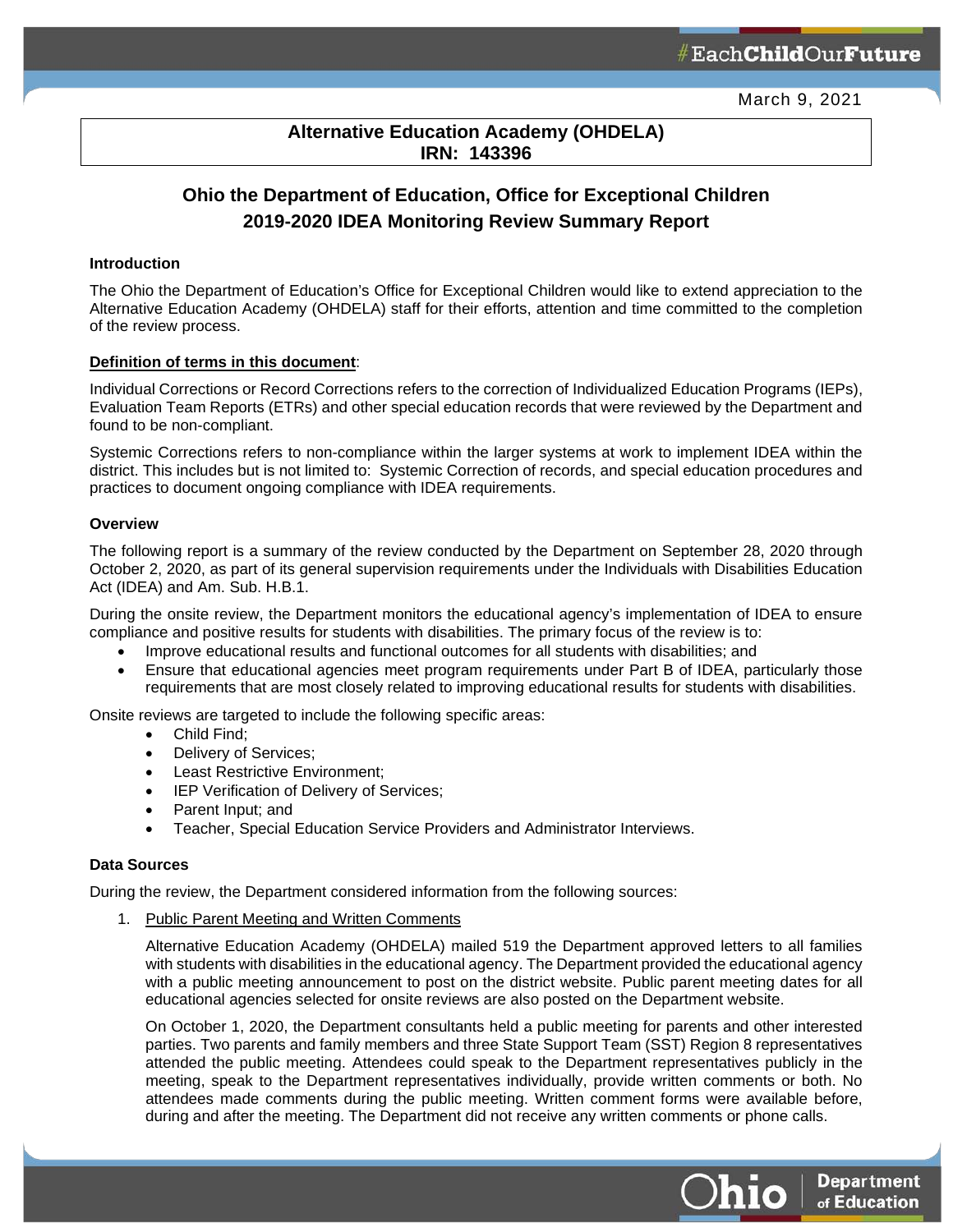March 9, 2021

**Alternative Education Academy (OHDELA)**
**IRN: 143396**

# Ohio the Department of Education, Office for Exceptional Children 2019-2020 IDEA Monitoring Review Summary Report

### Introduction

The Ohio the Department of Education's Office for Exceptional Children would like to extend appreciation to the Alternative Education Academy (OHDELA) staff for their efforts, attention and time committed to the completion of the review process.

### Definition of terms in this document:

Individual Corrections or Record Corrections refers to the correction of Individualized Education Programs (IEPs), Evaluation Team Reports (ETRs) and other special education records that were reviewed by the Department and found to be non-compliant.

Systemic Corrections refers to non-compliance within the larger systems at work to implement IDEA within the district. This includes but is not limited to: Systemic Correction of records, and special education procedures and practices to document ongoing compliance with IDEA requirements.

### Overview

The following report is a summary of the review conducted by the Department on September 28, 2020 through October 2, 2020, as part of its general supervision requirements under the Individuals with Disabilities Education Act (IDEA) and Am. Sub. H.B.1.

During the onsite review, the Department monitors the educational agency's implementation of IDEA to ensure compliance and positive results for students with disabilities. The primary focus of the review is to:

- Improve educational results and functional outcomes for all students with disabilities; and
- Ensure that educational agencies meet program requirements under Part B of IDEA, particularly those requirements that are most closely related to improving educational results for students with disabilities.

Onsite reviews are targeted to include the following specific areas:

- Child Find;
- Delivery of Services;
- Least Restrictive Environment;
- IEP Verification of Delivery of Services;
- Parent Input; and
- Teacher, Special Education Service Providers and Administrator Interviews.

### Data Sources

During the review, the Department considered information from the following sources:

1. Public Parent Meeting and Written Comments

   Alternative Education Academy (OHDELA) mailed 519 the Department approved letters to all families with students with disabilities in the educational agency. The Department provided the educational agency with a public meeting announcement to post on the district website. Public parent meeting dates for all educational agencies selected for onsite reviews are also posted on the Department website.

   On October 1, 2020, the Department consultants held a public meeting for parents and other interested parties. Two parents and family members and three State Support Team (SST) Region 8 representatives attended the public meeting. Attendees could speak to the Department representatives publicly in the meeting, speak to the Department representatives individually, provide written comments or both. No attendees made comments during the public meeting. Written comment forms were available before, during and after the meeting. The Department did not receive any written comments or phone calls.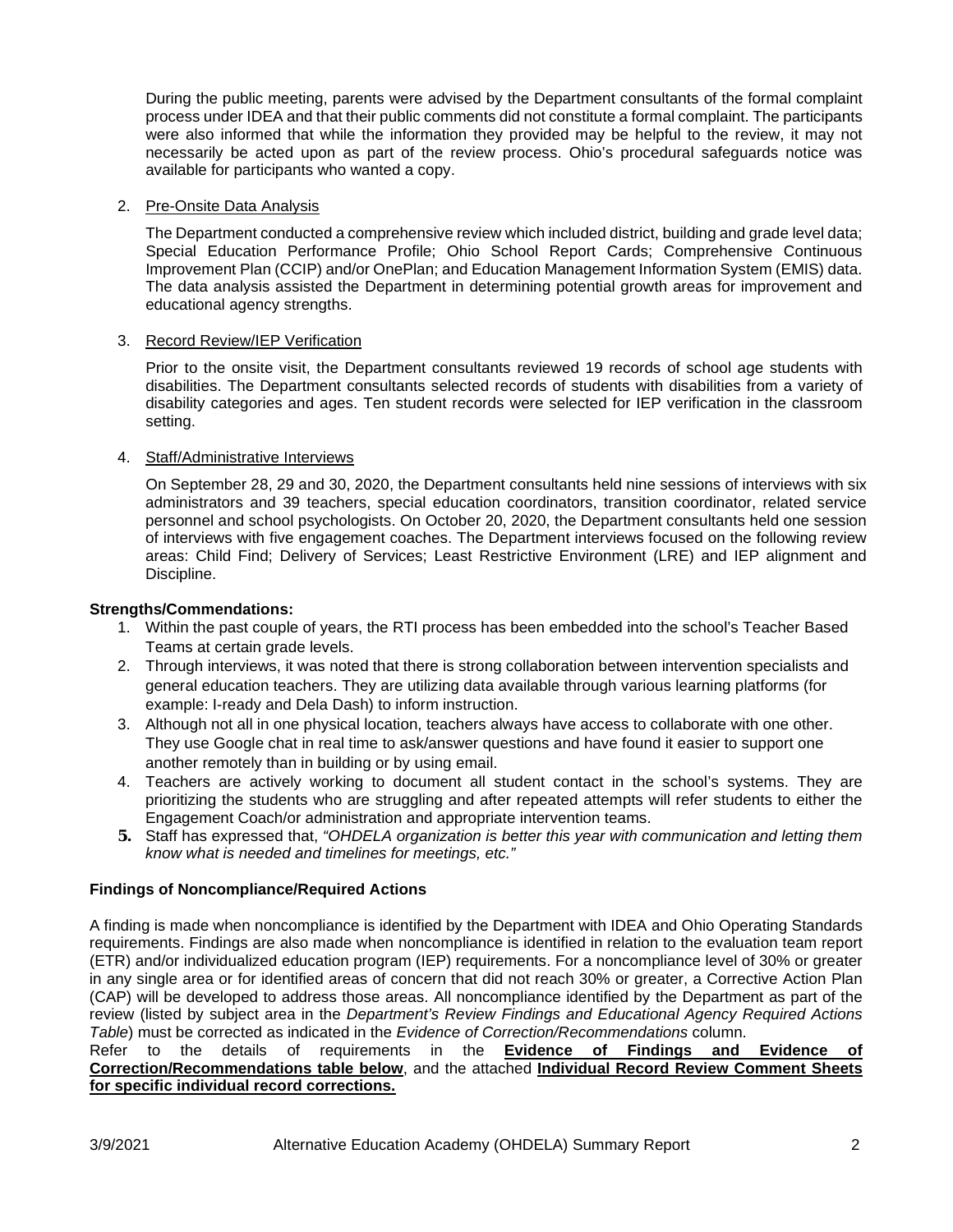During the public meeting, parents were advised by the Department consultants of the formal complaint process under IDEA and that their public comments did not constitute a formal complaint. The participants were also informed that while the information they provided may be helpful to the review, it may not necessarily be acted upon as part of the review process. Ohio's procedural safeguards notice was available for participants who wanted a copy.

2. Pre-Onsite Data Analysis

   The Department conducted a comprehensive review which included district, building and grade level data; Special Education Performance Profile; Ohio School Report Cards; Comprehensive Continuous Improvement Plan (CCIP) and/or OnePlan; and Education Management Information System (EMIS) data. The data analysis assisted the Department in determining potential growth areas for improvement and educational agency strengths.

3. Record Review/IEP Verification

   Prior to the onsite visit, the Department consultants reviewed 19 records of school age students with disabilities. The Department consultants selected records of students with disabilities from a variety of disability categories and ages. Ten student records were selected for IEP verification in the classroom setting.

4. Staff/Administrative Interviews

   On September 28, 29 and 30, 2020, the Department consultants held nine sessions of interviews with six administrators and 39 teachers, special education coordinators, transition coordinator, related service personnel and school psychologists. On October 20, 2020, the Department consultants held one session of interviews with five engagement coaches. The Department interviews focused on the following review areas: Child Find; Delivery of Services; Least Restrictive Environment (LRE) and IEP alignment and Discipline.

**Strengths/Commendations:**

1. Within the past couple of years, the RTI process has been embedded into the school's Teacher Based Teams at certain grade levels.
2. Through interviews, it was noted that there is strong collaboration between intervention specialists and general education teachers. They are utilizing data available through various learning platforms (for example: I-ready and Dela Dash) to inform instruction.
3. Although not all in one physical location, teachers always have access to collaborate with one other. They use Google chat in real time to ask/answer questions and have found it easier to support one another remotely than in building or by using email.
4. Teachers are actively working to document all student contact in the school's systems. They are prioritizing the students who are struggling and after repeated attempts will refer students to either the Engagement Coach/or administration and appropriate intervention teams.
5. Staff has expressed that, *"OHDELA organization is better this year with communication and letting them know what is needed and timelines for meetings, etc."*

**Findings of Noncompliance/Required Actions**

A finding is made when noncompliance is identified by the Department with IDEA and Ohio Operating Standards requirements. Findings are also made when noncompliance is identified in relation to the evaluation team report (ETR) and/or individualized education program (IEP) requirements. For a noncompliance level of 30% or greater in any single area or for identified areas of concern that did not reach 30% or greater, a Corrective Action Plan (CAP) will be developed to address those areas. All noncompliance identified by the Department as part of the review (listed by subject area in the *Department's Review Findings and Educational Agency Required Actions Table*) must be corrected as indicated in the *Evidence of Correction/Recommendations* column.

Refer to the details of requirements in the **Evidence of Findings and Evidence of Correction/Recommendations table below**, and the attached **Individual Record Review Comment Sheets for specific individual record corrections.**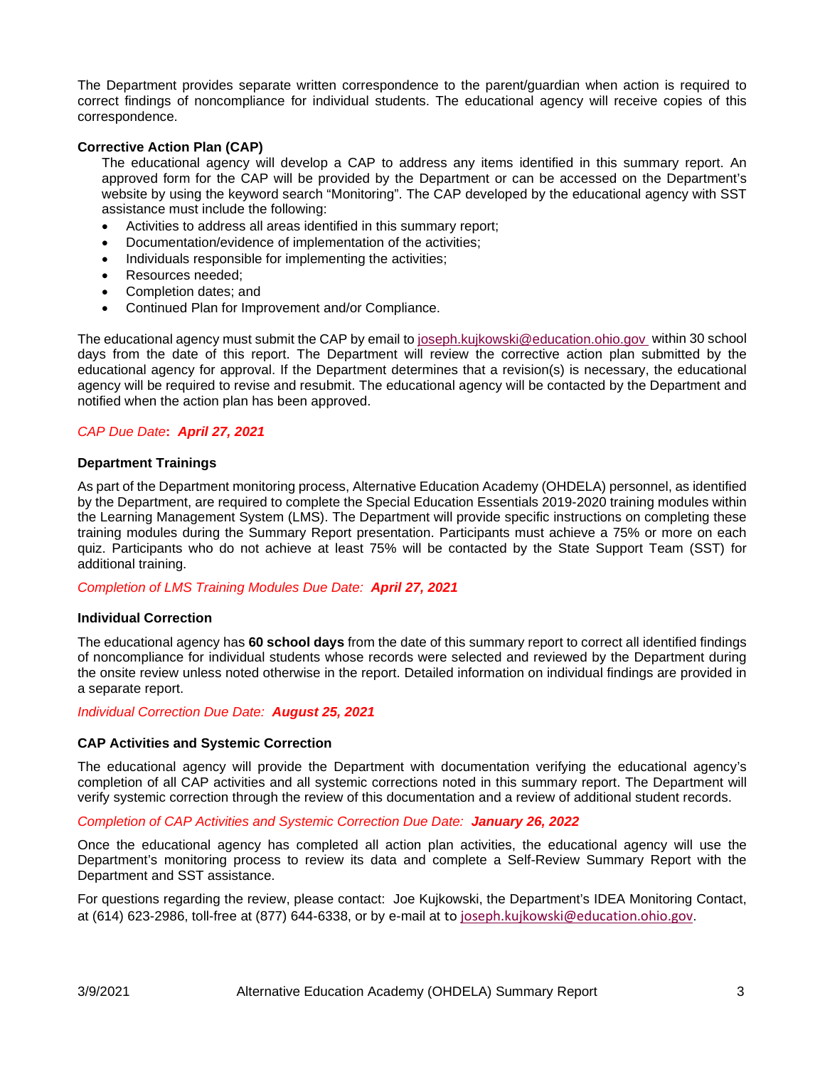The Department provides separate written correspondence to the parent/guardian when action is required to correct findings of noncompliance for individual students. The educational agency will receive copies of this correspondence.

**Corrective Action Plan (CAP)**

The educational agency will develop a CAP to address any items identified in this summary report. An approved form for the CAP will be provided by the Department or can be accessed on the Department's website by using the keyword search "Monitoring". The CAP developed by the educational agency with SST assistance must include the following:

- Activities to address all areas identified in this summary report;
- Documentation/evidence of implementation of the activities;
- Individuals responsible for implementing the activities;
- Resources needed;
- Completion dates; and
- Continued Plan for Improvement and/or Compliance.

The educational agency must submit the CAP by email to joseph.kujkowski@education.ohio.gov within 30 school days from the date of this report. The Department will review the corrective action plan submitted by the educational agency for approval. If the Department determines that a revision(s) is necessary, the educational agency will be required to revise and resubmit. The educational agency will be contacted by the Department and notified when the action plan has been approved.

*CAP Due Date***:** ***April 27, 2021***

**Department Trainings**

As part of the Department monitoring process, Alternative Education Academy (OHDELA) personnel, as identified by the Department, are required to complete the Special Education Essentials 2019-2020 training modules within the Learning Management System (LMS). The Department will provide specific instructions on completing these training modules during the Summary Report presentation. Participants must achieve a 75% or more on each quiz. Participants who do not achieve at least 75% will be contacted by the State Support Team (SST) for additional training.

*Completion of LMS Training Modules Due Date:* ***April 27, 2021***

**Individual Correction**

The educational agency has **60 school days** from the date of this summary report to correct all identified findings of noncompliance for individual students whose records were selected and reviewed by the Department during the onsite review unless noted otherwise in the report. Detailed information on individual findings are provided in a separate report.

*Individual Correction Due Date:* ***August 25, 2021***

**CAP Activities and Systemic Correction**

The educational agency will provide the Department with documentation verifying the educational agency's completion of all CAP activities and all systemic corrections noted in this summary report. The Department will verify systemic correction through the review of this documentation and a review of additional student records.

*Completion of CAP Activities and Systemic Correction Due Date:* ***January 26, 2022***

Once the educational agency has completed all action plan activities, the educational agency will use the Department's monitoring process to review its data and complete a Self-Review Summary Report with the Department and SST assistance.

For questions regarding the review, please contact: Joe Kujkowski, the Department's IDEA Monitoring Contact, at (614) 623-2986, toll-free at (877) 644-6338, or by e-mail at to joseph.kujkowski@education.ohio.gov.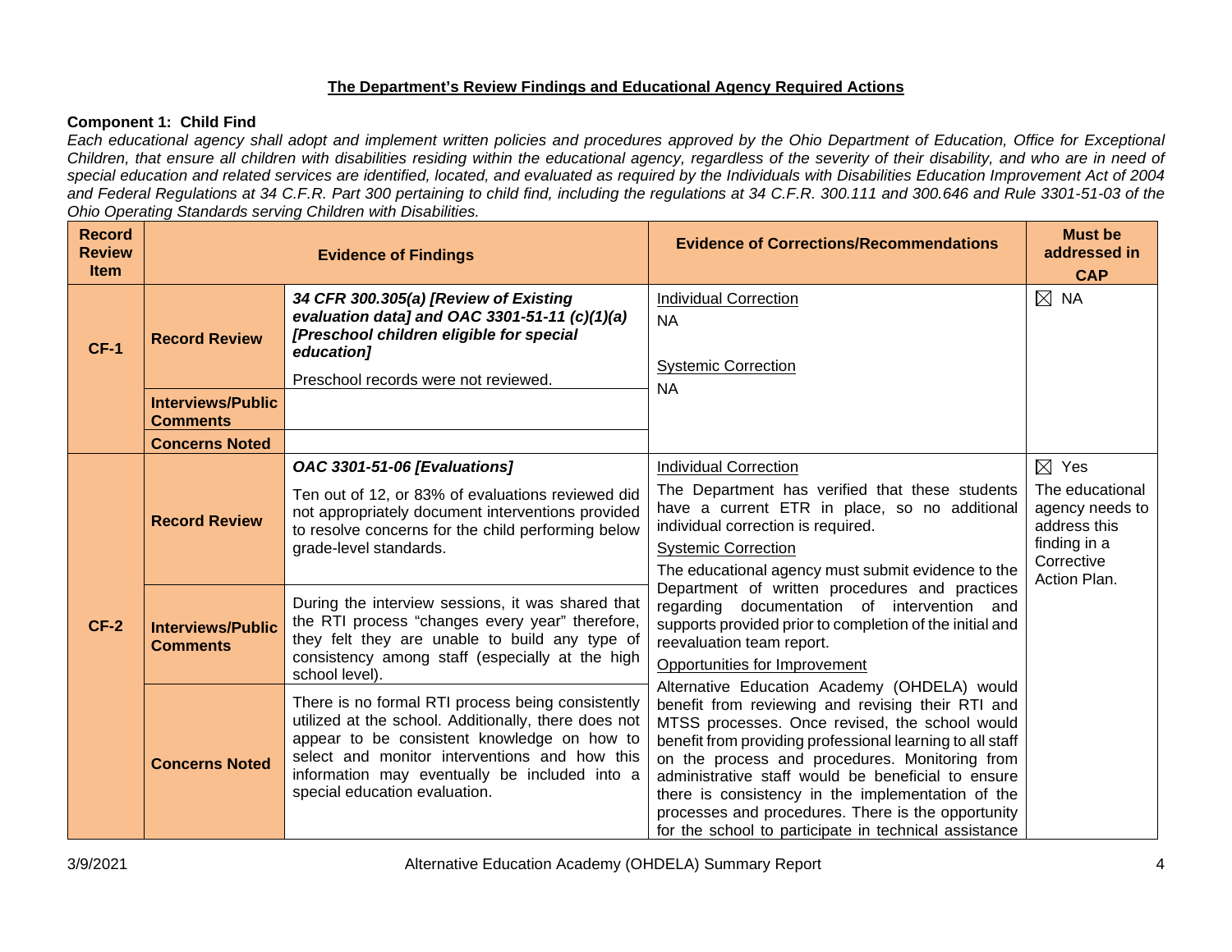## The Department's Review Findings and Educational Agency Required Actions

**Component 1: Child Find**

*Each educational agency shall adopt and implement written policies and procedures approved by the Ohio Department of Education, Office for Exceptional Children, that ensure all children with disabilities residing within the educational agency, regardless of the severity of their disability, and who are in need of special education and related services are identified, located, and evaluated as required by the Individuals with Disabilities Education Improvement Act of 2004 and Federal Regulations at 34 C.F.R. Part 300 pertaining to child find, including the regulations at 34 C.F.R. 300.111 and 300.646 and Rule 3301-51-03 of the Ohio Operating Standards serving Children with Disabilities.*

| Record Review Item | Evidence of Findings | | Evidence of Corrections/Recommendations | Must be addressed in CAP |
|---|---|---|---|---|
| **CF-1** | **Record Review** | ***34 CFR 300.305(a) [Review of Existing evaluation data] and OAC 3301-51-11 (c)(1)(a) [Preschool children eligible for special education]***<br><br>Preschool records were not reviewed. | Individual Correction<br>NA<br><br>Systemic Correction<br>NA | ☒ NA |
| | **Interviews/Public Comments** | | | |
| | **Concerns Noted** | | | |
| **CF-2** | **Record Review** | ***OAC 3301-51-06 [Evaluations]***<br><br>Ten out of 12, or 83% of evaluations reviewed did not appropriately document interventions provided to resolve concerns for the child performing below grade-level standards. | Individual Correction<br>The Department has verified that these students have a current ETR in place, so no additional individual correction is required.<br>Systemic Correction<br>The educational agency must submit evidence to the Department of written procedures and practices regarding documentation of intervention and supports provided prior to completion of the initial and reevaluation team report.<br>Opportunities for Improvement<br>Alternative Education Academy (OHDELA) would benefit from reviewing and revising their RTI and MTSS processes. Once revised, the school would benefit from providing professional learning to all staff on the process and procedures. Monitoring from administrative staff would be beneficial to ensure there is consistency in the implementation of the processes and procedures. There is the opportunity for the school to participate in technical assistance | ☒ Yes<br>The educational agency needs to address this finding in a Corrective Action Plan. |
| | **Interviews/Public Comments** | During the interview sessions, it was shared that the RTI process "changes every year" therefore, they felt they are unable to build any type of consistency among staff (especially at the high school level). | | |
| | **Concerns Noted** | There is no formal RTI process being consistently utilized at the school. Additionally, there does not appear to be consistent knowledge on how to select and monitor interventions and how this information may eventually be included into a special education evaluation. | | |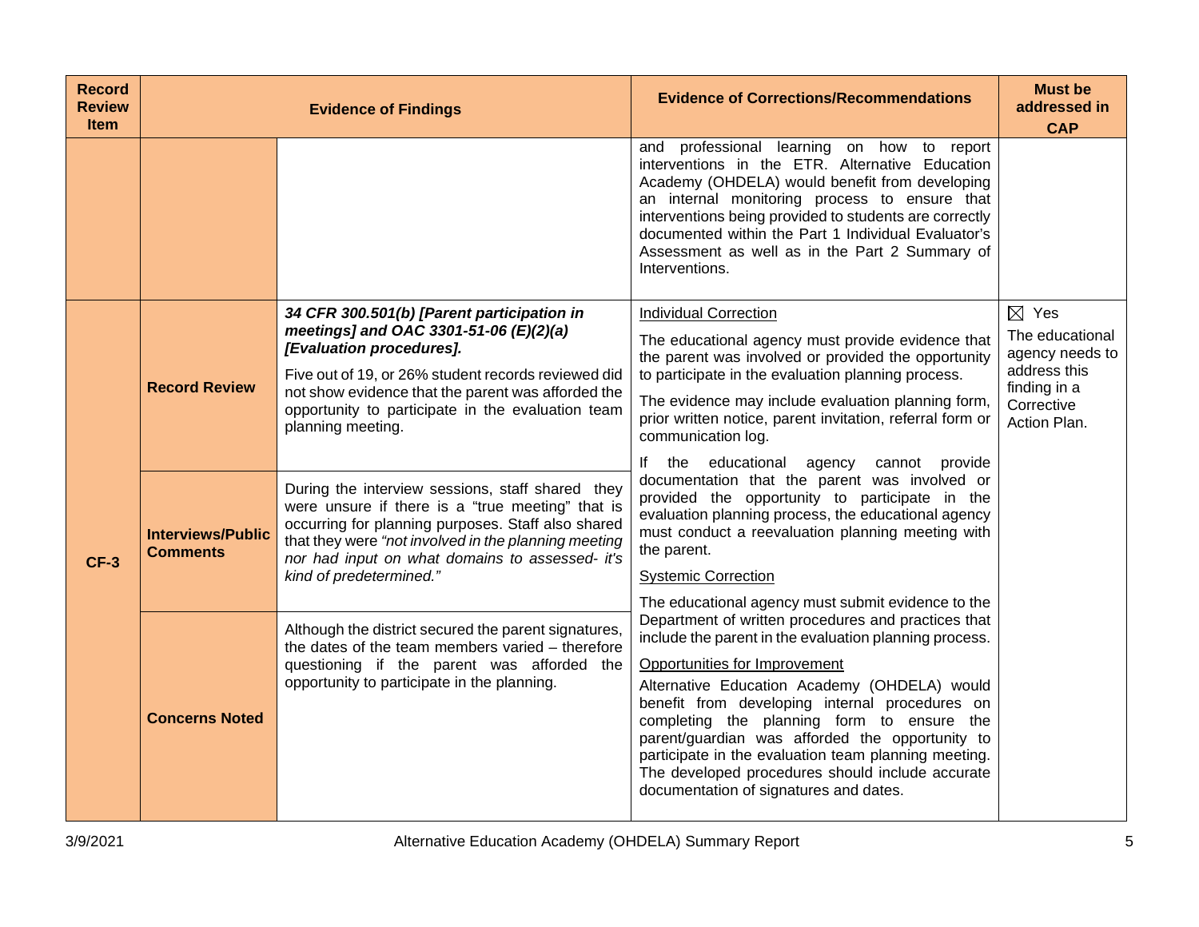| Record Review Item | | Evidence of Findings | Evidence of Corrections/Recommendations | Must be addressed in CAP |
|---|---|---|---|---|
| | | | and professional learning on how to report interventions in the ETR. Alternative Education Academy (OHDELA) would benefit from developing an internal monitoring process to ensure that interventions being provided to students are correctly documented within the Part 1 Individual Evaluator's Assessment as well as in the Part 2 Summary of Interventions. | |
| **CF-3** | **Record Review** | ***34 CFR 300.501(b) [Parent participation in meetings] and OAC 3301-51-06 (E)(2)(a) [Evaluation procedures].*** <br><br> Five out of 19, or 26% student records reviewed did not show evidence that the parent was afforded the opportunity to participate in the evaluation team planning meeting. | <u>Individual Correction</u> <br><br> The educational agency must provide evidence that the parent was involved or provided the opportunity to participate in the evaluation planning process. <br><br> The evidence may include evaluation planning form, prior written notice, parent invitation, referral form or communication log. <br><br> If the educational agency cannot provide documentation that the parent was involved or provided the opportunity to participate in the evaluation planning process, the educational agency must conduct a reevaluation planning meeting with the parent. <br><br> <u>Systemic Correction</u> <br><br> The educational agency must submit evidence to the Department of written procedures and practices that include the parent in the evaluation planning process. <br><br> <u>Opportunities for Improvement</u> <br><br> Alternative Education Academy (OHDELA) would benefit from developing internal procedures on completing the planning form to ensure the parent/guardian was afforded the opportunity to participate in the evaluation team planning meeting. The developed procedures should include accurate documentation of signatures and dates. | ☒ Yes <br><br> The educational agency needs to address this finding in a Corrective Action Plan. |
| | **Interviews/Public Comments** | During the interview sessions, staff shared they were unsure if there is a "true meeting" that is occurring for planning purposes. Staff also shared that they were *"not involved in the planning meeting nor had input on what domains to assessed- it's kind of predetermined."* | | |
| | **Concerns Noted** | Although the district secured the parent signatures, the dates of the team members varied – therefore questioning if the parent was afforded the opportunity to participate in the planning. | | |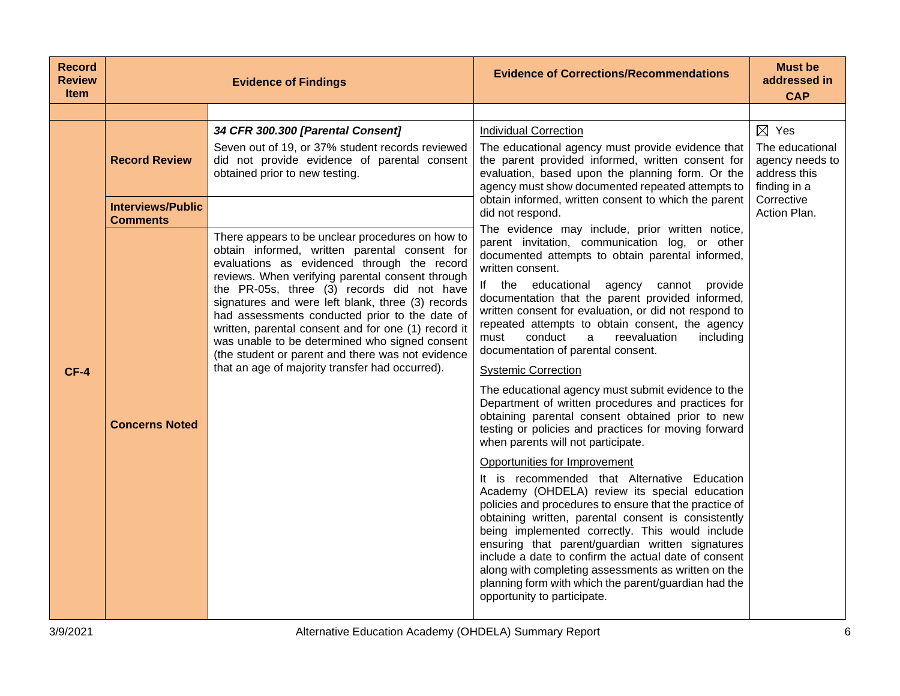| Record Review Item | Evidence of Findings | | Evidence of Corrections/Recommendations | Must be addressed in CAP |
|---|---|---|---|---|
| | | | | |
| CF-4 | **Record Review** | ***34 CFR 300.300 [Parental Consent]***<br><br>Seven out of 19, or 37% student records reviewed did not provide evidence of parental consent obtained prior to new testing. | Individual Correction<br><br>The educational agency must provide evidence that the parent provided informed, written consent for evaluation, based upon the planning form. Or the agency must show documented repeated attempts to obtain informed, written consent to which the parent did not respond.<br><br>The evidence may include, prior written notice, parent invitation, communication log, or other documented attempts to obtain parental informed, written consent.<br><br>If the educational agency cannot provide documentation that the parent provided informed, written consent for evaluation, or did not respond to repeated attempts to obtain consent, the agency must conduct a reevaluation including documentation of parental consent.<br><br>Systemic Correction<br><br>The educational agency must submit evidence to the Department of written procedures and practices for obtaining parental consent obtained prior to new testing or policies and practices for moving forward when parents will not participate.<br><br>Opportunities for Improvement<br><br>It is recommended that Alternative Education Academy (OHDELA) review its special education policies and procedures to ensure that the practice of obtaining written, parental consent is consistently being implemented correctly. This would include ensuring that parent/guardian written signatures include a date to confirm the actual date of consent along with completing assessments as written on the planning form with which the parent/guardian had the opportunity to participate. | ☒ Yes<br><br>The educational agency needs to address this finding in a Corrective Action Plan. |
| | **Interviews/Public Comments** | | | |
| | **Concerns Noted** | There appears to be unclear procedures on how to obtain informed, written parental consent for evaluations as evidenced through the record reviews. When verifying parental consent through the PR-05s, three (3) records did not have signatures and were left blank, three (3) records had assessments conducted prior to the date of written, parental consent and for one (1) record it was unable to be determined who signed consent (the student or parent and there was not evidence that an age of majority transfer had occurred). | | |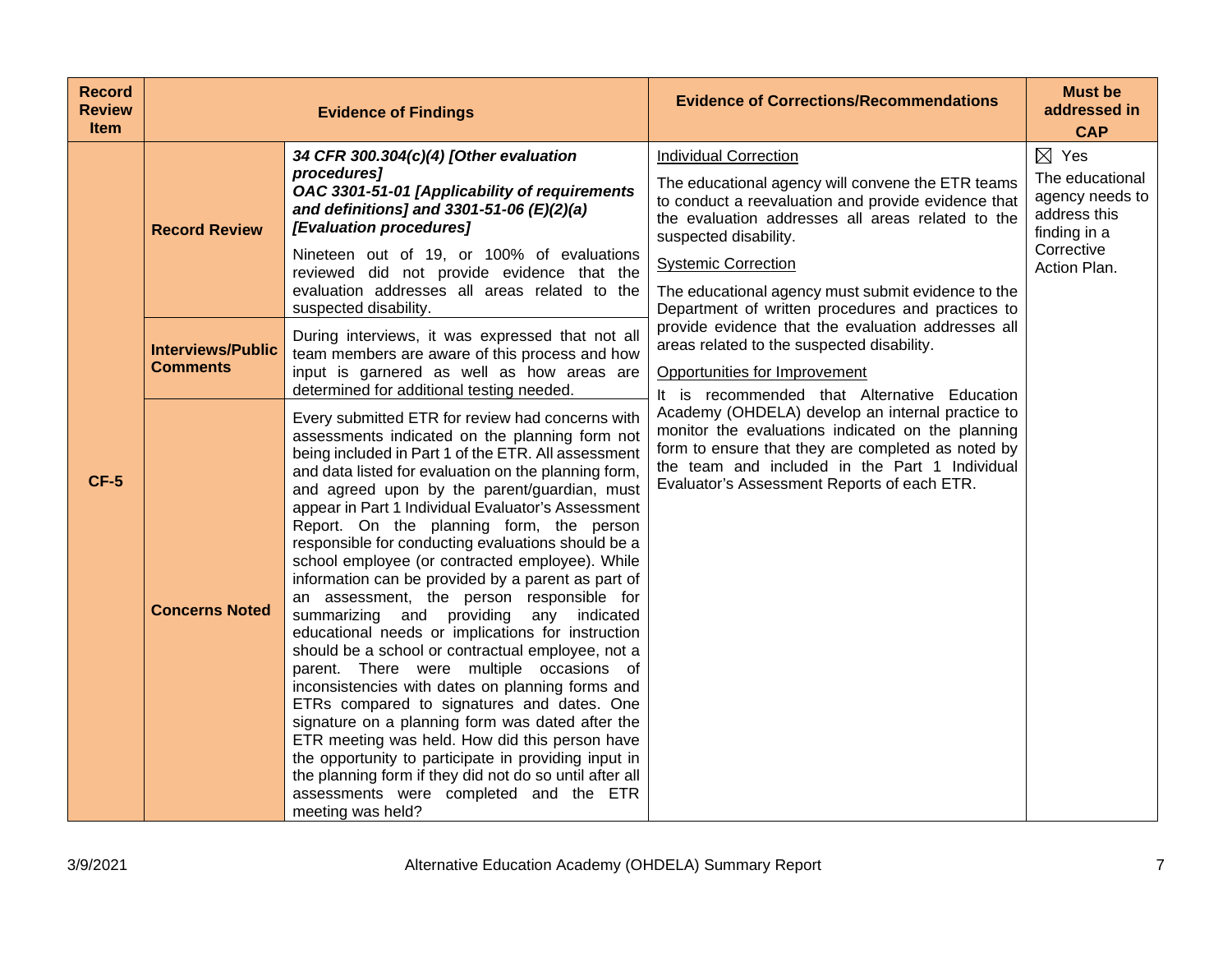| Record Review Item | Evidence of Findings | | Evidence of Corrections/Recommendations | Must be addressed in CAP |
|---|---|---|---|---|
| CF-5 | **Record Review** | ***34 CFR 300.304(c)(4) [Other evaluation procedures]*** ***OAC 3301-51-01 [Applicability of requirements and definitions] and 3301-51-06 (E)(2)(a) [Evaluation procedures]*** Nineteen out of 19, or 100% of evaluations reviewed did not provide evidence that the evaluation addresses all areas related to the suspected disability. | Individual Correction<br>The educational agency will convene the ETR teams to conduct a reevaluation and provide evidence that the evaluation addresses all areas related to the suspected disability.<br>Systemic Correction<br>The educational agency must submit evidence to the Department of written procedures and practices to provide evidence that the evaluation addresses all areas related to the suspected disability.<br>Opportunities for Improvement<br>It is recommended that Alternative Education Academy (OHDELA) develop an internal practice to monitor the evaluations indicated on the planning form to ensure that they are completed as noted by the team and included in the Part 1 Individual Evaluator's Assessment Reports of each ETR. | ☒ Yes<br>The educational agency needs to address this finding in a Corrective Action Plan. |
| | **Interviews/Public Comments** | During interviews, it was expressed that not all team members are aware of this process and how input is garnered as well as how areas are determined for additional testing needed. | | |
| | **Concerns Noted** | Every submitted ETR for review had concerns with assessments indicated on the planning form not being included in Part 1 of the ETR. All assessment and data listed for evaluation on the planning form, and agreed upon by the parent/guardian, must appear in Part 1 Individual Evaluator's Assessment Report. On the planning form, the person responsible for conducting evaluations should be a school employee (or contracted employee). While information can be provided by a parent as part of an assessment, the person responsible for summarizing and providing any indicated educational needs or implications for instruction should be a school or contractual employee, not a parent. There were multiple occasions of inconsistencies with dates on planning forms and ETRs compared to signatures and dates. One signature on a planning form was dated after the ETR meeting was held. How did this person have the opportunity to participate in providing input in the planning form if they did not do so until after all assessments were completed and the ETR meeting was held? | | |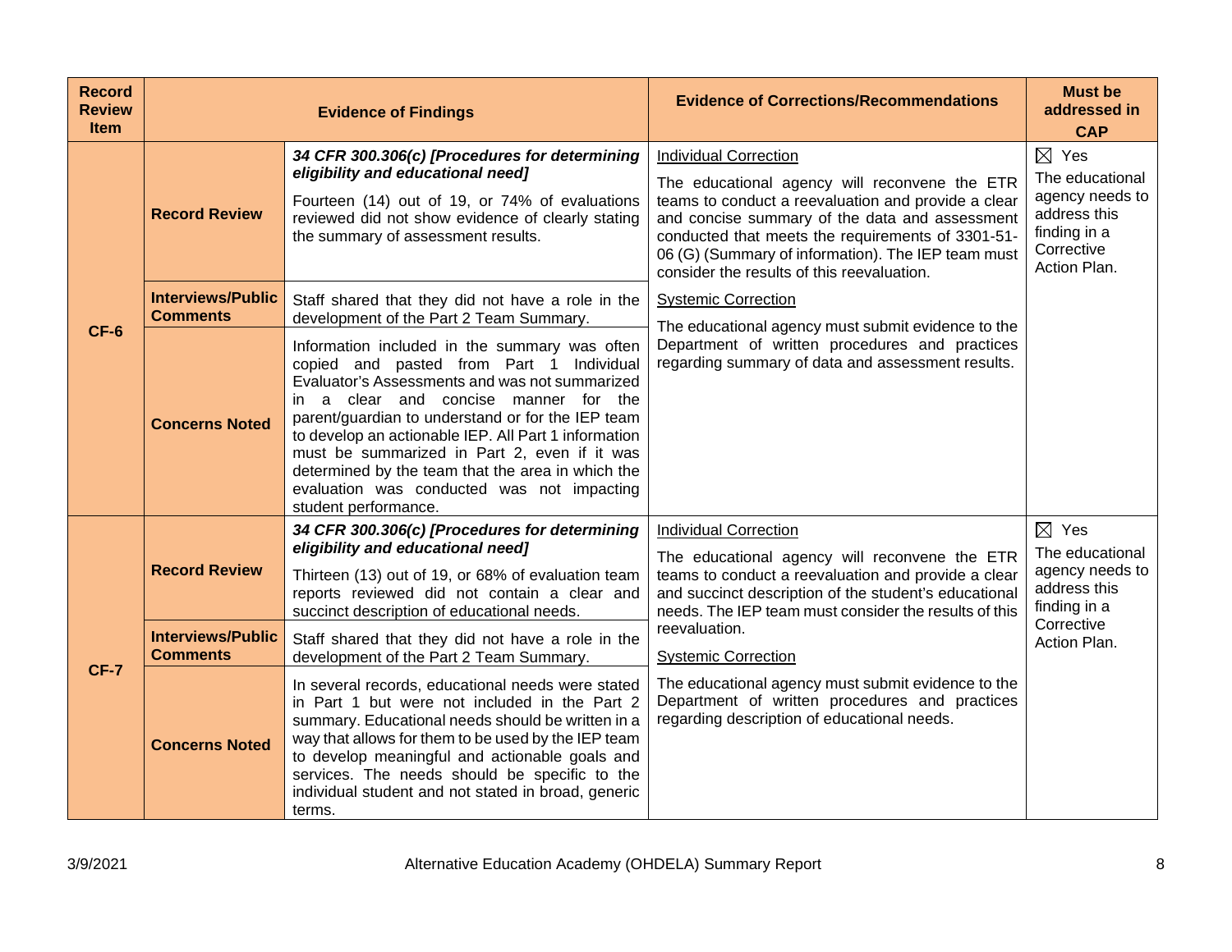| Record Review Item | Evidence of Findings | | Evidence of Corrections/Recommendations | Must be addressed in CAP |
|---|---|---|---|---|
| CF-6 | Record Review | ***34 CFR 300.306(c) [Procedures for determining eligibility and educational need]*** Fourteen (14) out of 19, or 74% of evaluations reviewed did not show evidence of clearly stating the summary of assessment results. | Individual Correction<br>The educational agency will reconvene the ETR teams to conduct a reevaluation and provide a clear and concise summary of the data and assessment conducted that meets the requirements of 3301-51-06 (G) (Summary of information). The IEP team must consider the results of this reevaluation.<br>Systemic Correction<br>The educational agency must submit evidence to the Department of written procedures and practices regarding summary of data and assessment results. | ☒ Yes<br>The educational agency needs to address this finding in a Corrective Action Plan. |
| | Interviews/Public Comments | Staff shared that they did not have a role in the development of the Part 2 Team Summary. | | |
| | Concerns Noted | Information included in the summary was often copied and pasted from Part 1 Individual Evaluator's Assessments and was not summarized in a clear and concise manner for the parent/guardian to understand or for the IEP team to develop an actionable IEP. All Part 1 information must be summarized in Part 2, even if it was determined by the team that the area in which the evaluation was conducted was not impacting student performance. | | |
| CF-7 | Record Review | ***34 CFR 300.306(c) [Procedures for determining eligibility and educational need]*** Thirteen (13) out of 19, or 68% of evaluation team reports reviewed did not contain a clear and succinct description of educational needs. | Individual Correction<br>The educational agency will reconvene the ETR teams to conduct a reevaluation and provide a clear and succinct description of the student's educational needs. The IEP team must consider the results of this reevaluation.<br>Systemic Correction<br>The educational agency must submit evidence to the Department of written procedures and practices regarding description of educational needs. | ☒ Yes<br>The educational agency needs to address this finding in a Corrective Action Plan. |
| | Interviews/Public Comments | Staff shared that they did not have a role in the development of the Part 2 Team Summary. | | |
| | Concerns Noted | In several records, educational needs were stated in Part 1 but were not included in the Part 2 summary. Educational needs should be written in a way that allows for them to be used by the IEP team to develop meaningful and actionable goals and services. The needs should be specific to the individual student and not stated in broad, generic terms. | | |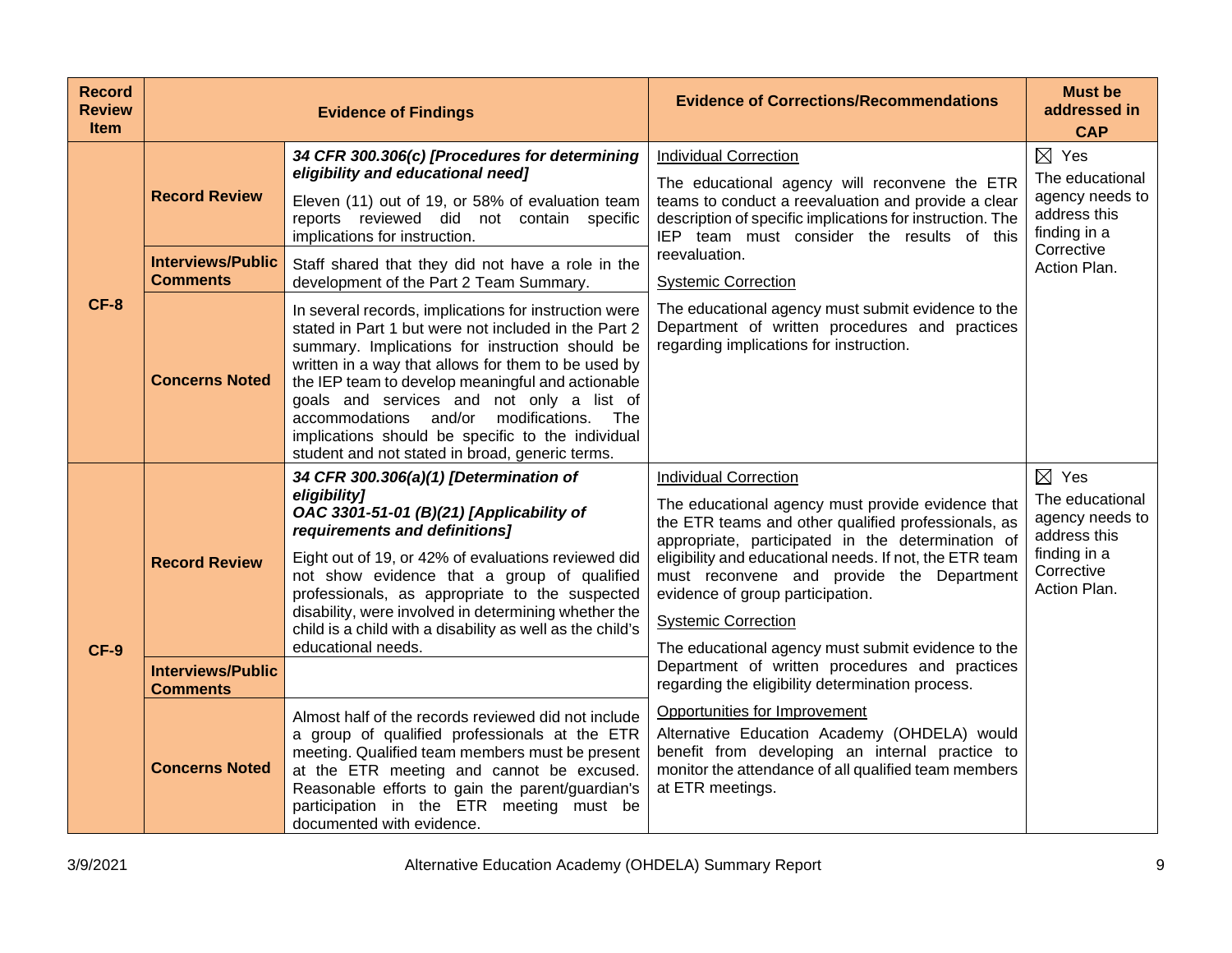| Record Review Item | Evidence of Findings | | Evidence of Corrections/Recommendations | Must be addressed in CAP |
|---|---|---|---|---|
| **CF-8** | **Record Review** | ***34 CFR 300.306(c) [Procedures for determining eligibility and educational need]*** Eleven (11) out of 19, or 58% of evaluation team reports reviewed did not contain specific implications for instruction. | Individual Correction The educational agency will reconvene the ETR teams to conduct a reevaluation and provide a clear description of specific implications for instruction. The IEP team must consider the results of this reevaluation. Systemic Correction The educational agency must submit evidence to the Department of written procedures and practices regarding implications for instruction. | ☒ Yes The educational agency needs to address this finding in a Corrective Action Plan. |
| | **Interviews/Public Comments** | Staff shared that they did not have a role in the development of the Part 2 Team Summary. | | |
| | **Concerns Noted** | In several records, implications for instruction were stated in Part 1 but were not included in the Part 2 summary. Implications for instruction should be written in a way that allows for them to be used by the IEP team to develop meaningful and actionable goals and services and not only a list of accommodations and/or modifications. The implications should be specific to the individual student and not stated in broad, generic terms. | | |
| **CF-9** | **Record Review** | ***34 CFR 300.306(a)(1) [Determination of eligibility]*** ***OAC 3301-51-01 (B)(21) [Applicability of requirements and definitions]*** Eight out of 19, or 42% of evaluations reviewed did not show evidence that a group of qualified professionals, as appropriate to the suspected disability, were involved in determining whether the child is a child with a disability as well as the child's educational needs. | Individual Correction The educational agency must provide evidence that the ETR teams and other qualified professionals, as appropriate, participated in the determination of eligibility and educational needs. If not, the ETR team must reconvene and provide the Department evidence of group participation. Systemic Correction The educational agency must submit evidence to the Department of written procedures and practices regarding the eligibility determination process. Opportunities for Improvement Alternative Education Academy (OHDELA) would benefit from developing an internal practice to monitor the attendance of all qualified team members at ETR meetings. | ☒ Yes The educational agency needs to address this finding in a Corrective Action Plan. |
| | **Interviews/Public Comments** | | | |
| | **Concerns Noted** | Almost half of the records reviewed did not include a group of qualified professionals at the ETR meeting. Qualified team members must be present at the ETR meeting and cannot be excused. Reasonable efforts to gain the parent/guardian's participation in the ETR meeting must be documented with evidence. | | |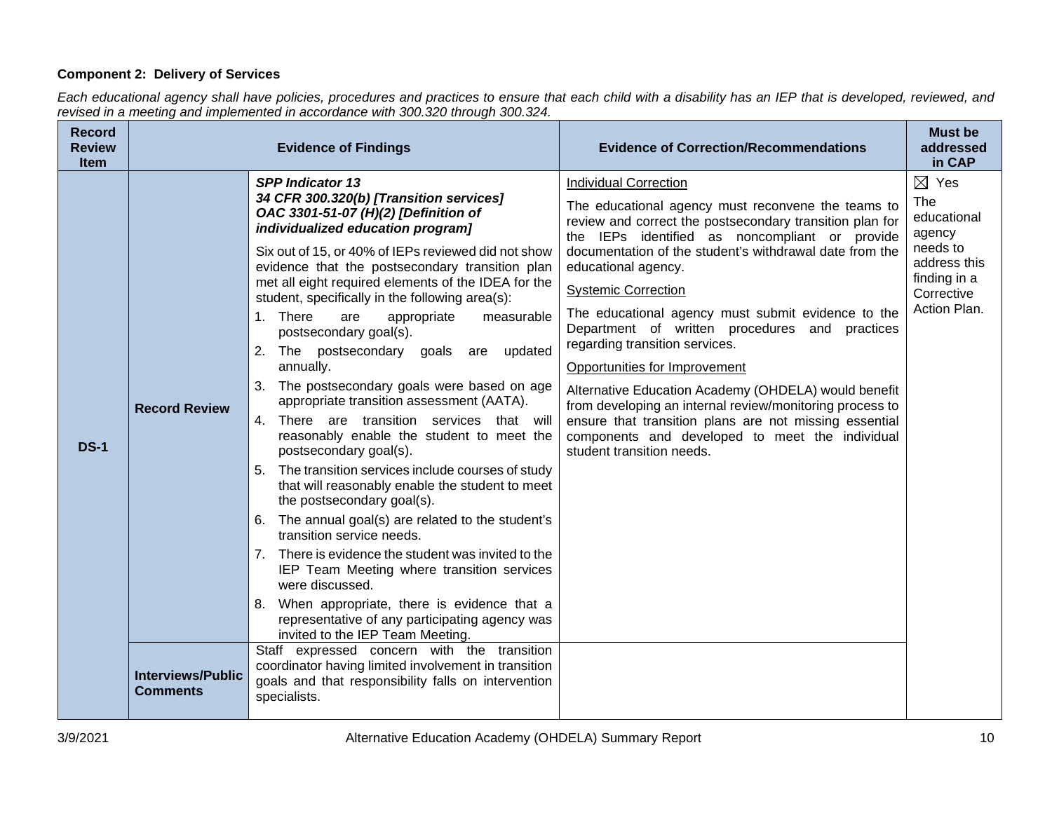**Component 2: Delivery of Services**

*Each educational agency shall have policies, procedures and practices to ensure that each child with a disability has an IEP that is developed, reviewed, and revised in a meeting and implemented in accordance with 300.320 through 300.324.*

| Record Review Item | Evidence of Findings | | Evidence of Correction/Recommendations | Must be addressed in CAP |
|---|---|---|---|---|
| **DS-1** | **Record Review** | ***SPP Indicator 13*** <br> ***34 CFR 300.320(b) [Transition services]*** <br> ***OAC 3301-51-07 (H)(2) [Definition of individualized education program]*** <br><br> Six out of 15, or 40% of IEPs reviewed did not show evidence that the postsecondary transition plan met all eight required elements of the IDEA for the student, specifically in the following area(s): <br> 1. There are appropriate measurable postsecondary goal(s). <br> 2. The postsecondary goals are updated annually. <br> 3. The postsecondary goals were based on age appropriate transition assessment (AATA). <br> 4. There are transition services that will reasonably enable the student to meet the postsecondary goal(s). <br> 5. The transition services include courses of study that will reasonably enable the student to meet the postsecondary goal(s). <br> 6. The annual goal(s) are related to the student's transition service needs. <br> 7. There is evidence the student was invited to the IEP Team Meeting where transition services were discussed. <br> 8. When appropriate, there is evidence that a representative of any participating agency was invited to the IEP Team Meeting. | Individual Correction <br><br> The educational agency must reconvene the teams to review and correct the postsecondary transition plan for the IEPs identified as noncompliant or provide documentation of the student's withdrawal date from the educational agency. <br><br> Systemic Correction <br><br> The educational agency must submit evidence to the Department of written procedures and practices regarding transition services. <br><br> Opportunities for Improvement <br><br> Alternative Education Academy (OHDELA) would benefit from developing an internal review/monitoring process to ensure that transition plans are not missing essential components and developed to meet the individual student transition needs. | ☒ Yes <br> The educational agency needs to address this finding in a Corrective Action Plan. |
| | **Interviews/Public Comments** | Staff expressed concern with the transition coordinator having limited involvement in transition goals and that responsibility falls on intervention specialists. | | |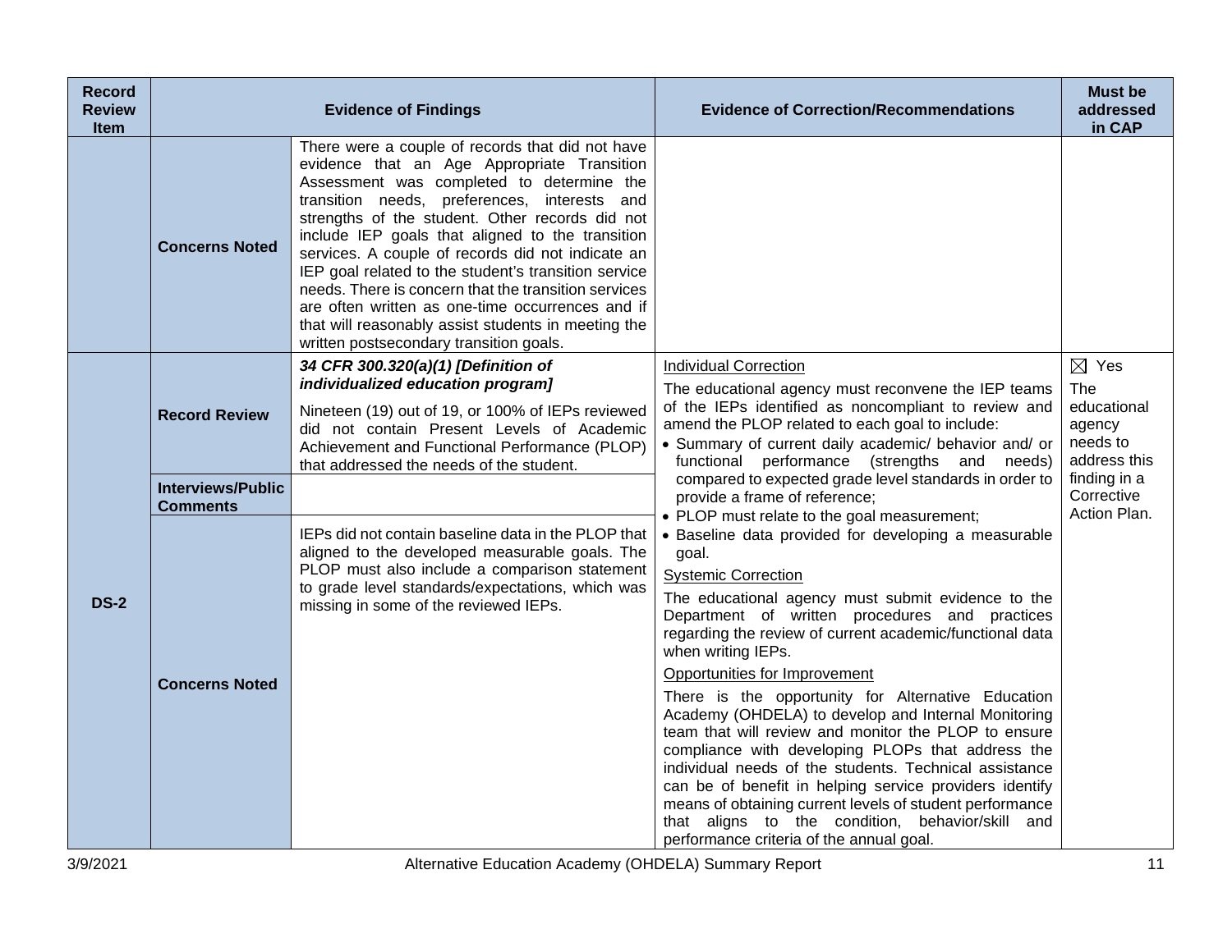| Record Review Item | Evidence of Findings | | Evidence of Correction/Recommendations | Must be addressed in CAP |
|---|---|---|---|---|
| | **Concerns Noted** | There were a couple of records that did not have evidence that an Age Appropriate Transition Assessment was completed to determine the transition needs, preferences, interests and strengths of the student. Other records did not include IEP goals that aligned to the transition services. A couple of records did not indicate an IEP goal related to the student's transition service needs. There is concern that the transition services are often written as one-time occurrences and if that will reasonably assist students in meeting the written postsecondary transition goals. | | |
| **DS-2** | **Record Review** | ***34 CFR 300.320(a)(1) [Definition of individualized education program]*** Nineteen (19) out of 19, or 100% of IEPs reviewed did not contain Present Levels of Academic Achievement and Functional Performance (PLOP) that addressed the needs of the student. | Individual Correction<br>The educational agency must reconvene the IEP teams of the IEPs identified as noncompliant to review and amend the PLOP related to each goal to include:<br>• Summary of current daily academic/ behavior and/ or functional performance (strengths and needs) compared to expected grade level standards in order to provide a frame of reference;<br>• PLOP must relate to the goal measurement;<br>• Baseline data provided for developing a measurable goal.<br>Systemic Correction<br>The educational agency must submit evidence to the Department of written procedures and practices regarding the review of current academic/functional data when writing IEPs.<br>Opportunities for Improvement<br>There is the opportunity for Alternative Education Academy (OHDELA) to develop and Internal Monitoring team that will review and monitor the PLOP to ensure compliance with developing PLOPs that address the individual needs of the students. Technical assistance can be of benefit in helping service providers identify means of obtaining current levels of student performance that aligns to the condition, behavior/skill and performance criteria of the annual goal. | ☒ Yes<br>The educational agency needs to address this finding in a Corrective Action Plan. |
| | **Interviews/Public Comments** | | | |
| | **Concerns Noted** | IEPs did not contain baseline data in the PLOP that aligned to the developed measurable goals. The PLOP must also include a comparison statement to grade level standards/expectations, which was missing in some of the reviewed IEPs. | | |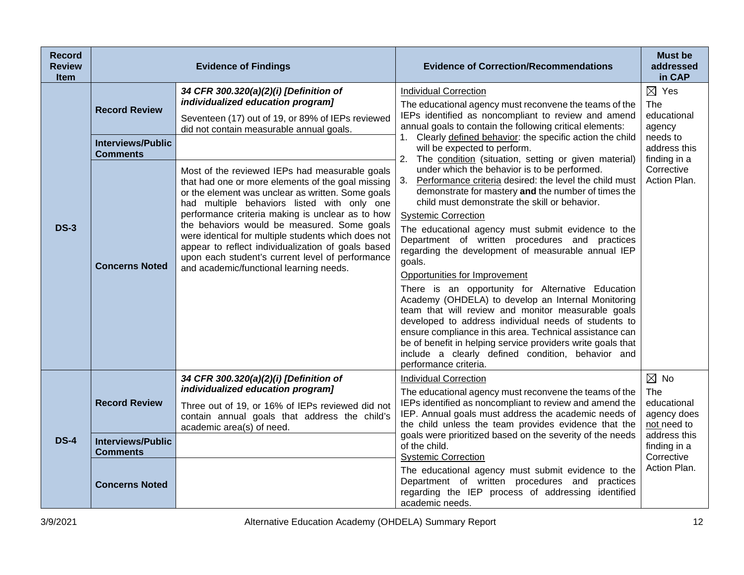| Record Review Item | Evidence of Findings | | Evidence of Correction/Recommendations | Must be addressed in CAP |
|---|---|---|---|---|
| DS-3 | Record Review | ***34 CFR 300.320(a)(2)(i) [Definition of individualized education program]*** <br> Seventeen (17) out of 19, or 89% of IEPs reviewed did not contain measurable annual goals. | Individual Correction <br> The educational agency must reconvene the teams of the IEPs identified as noncompliant to review and amend annual goals to contain the following critical elements: <br> 1. Clearly defined behavior: the specific action the child will be expected to perform. <br> 2. The condition (situation, setting or given material) under which the behavior is to be performed. <br> 3. Performance criteria desired: the level the child must demonstrate for mastery **and** the number of times the child must demonstrate the skill or behavior. <br> Systemic Correction <br> The educational agency must submit evidence to the Department of written procedures and practices regarding the development of measurable annual IEP goals. <br> Opportunities for Improvement <br> There is an opportunity for Alternative Education Academy (OHDELA) to develop an Internal Monitoring team that will review and monitor measurable goals developed to address individual needs of students to ensure compliance in this area. Technical assistance can be of benefit in helping service providers write goals that include a clearly defined condition, behavior and performance criteria. | ☒ Yes <br> The educational agency needs to address this finding in a Corrective Action Plan. |
| | Interviews/Public Comments | | | |
| | Concerns Noted | Most of the reviewed IEPs had measurable goals that had one or more elements of the goal missing or the element was unclear as written. Some goals had multiple behaviors listed with only one performance criteria making is unclear as to how the behaviors would be measured. Some goals were identical for multiple students which does not appear to reflect individualization of goals based upon each student's current level of performance and academic/functional learning needs. | | |
| DS-4 | Record Review | ***34 CFR 300.320(a)(2)(i) [Definition of individualized education program]*** <br> Three out of 19, or 16% of IEPs reviewed did not contain annual goals that address the child's academic area(s) of need. | Individual Correction <br> The educational agency must reconvene the teams of the IEPs identified as noncompliant to review and amend the IEP. Annual goals must address the academic needs of the child unless the team provides evidence that the goals were prioritized based on the severity of the needs of the child. <br> Systemic Correction <br> The educational agency must submit evidence to the Department of written procedures and practices regarding the IEP process of addressing identified academic needs. | ☒ No <br> The educational agency does not need to address this finding in a Corrective Action Plan. |
| | Interviews/Public Comments | | | |
| | Concerns Noted | | | |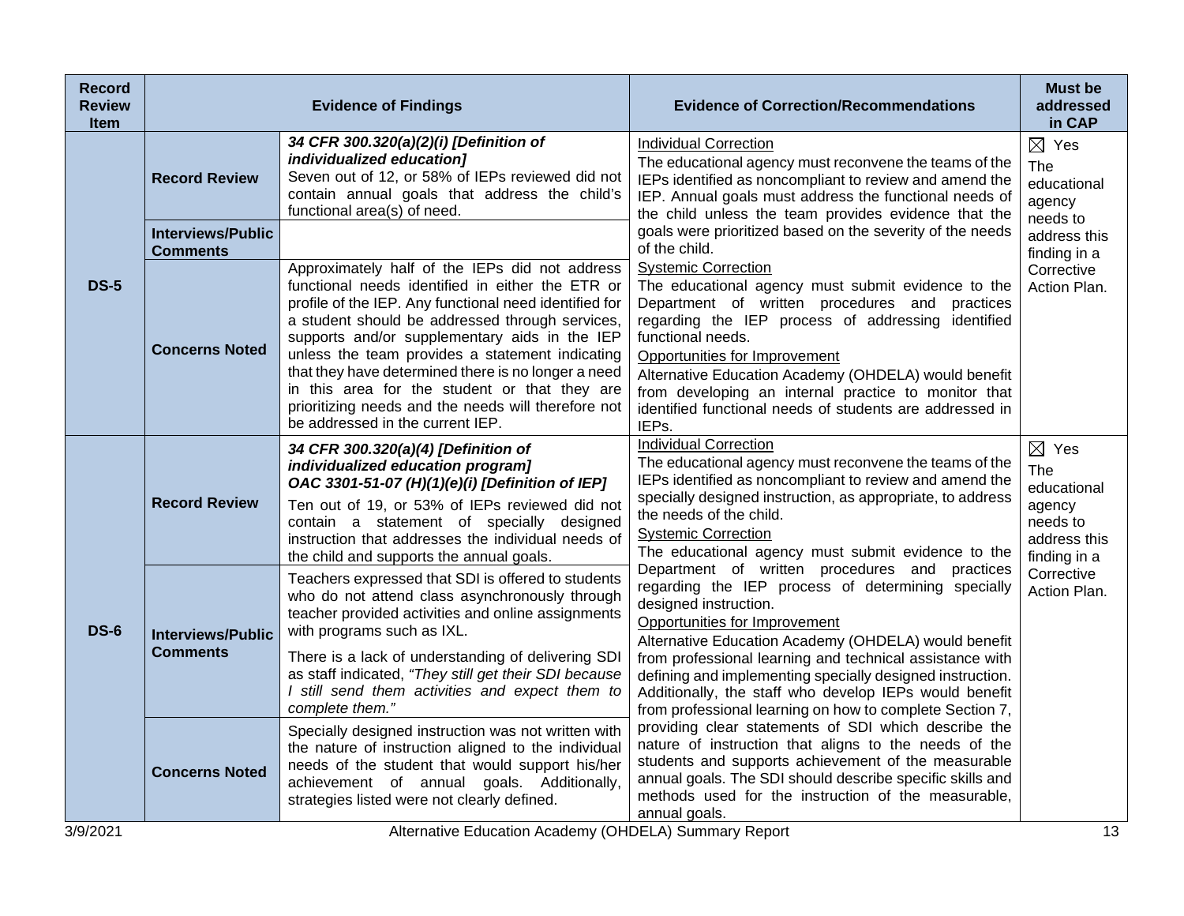| Record Review Item | Evidence of Findings | | Evidence of Correction/Recommendations | Must be addressed in CAP |
|---|---|---|---|---|
| **DS-5** | **Record Review** | ***34 CFR 300.320(a)(2)(i) [Definition of individualized education]*** Seven out of 12, or 58% of IEPs reviewed did not contain annual goals that address the child's functional area(s) of need. | Individual Correction<br>The educational agency must reconvene the teams of the IEPs identified as noncompliant to review and amend the IEP. Annual goals must address the functional needs of the child unless the team provides evidence that the goals were prioritized based on the severity of the needs of the child.<br>Systemic Correction<br>The educational agency must submit evidence to the Department of written procedures and practices regarding the IEP process of addressing identified functional needs.<br>Opportunities for Improvement<br>Alternative Education Academy (OHDELA) would benefit from developing an internal practice to monitor that identified functional needs of students are addressed in IEPs. | ☒ Yes<br>The educational agency needs to address this finding in a Corrective Action Plan. |
| | **Interviews/Public Comments** | | | |
| | **Concerns Noted** | Approximately half of the IEPs did not address functional needs identified in either the ETR or profile of the IEP. Any functional need identified for a student should be addressed through services, supports and/or supplementary aids in the IEP unless the team provides a statement indicating that they have determined there is no longer a need in this area for the student or that they are prioritizing needs and the needs will therefore not be addressed in the current IEP. | | |
| **DS-6** | **Record Review** | ***34 CFR 300.320(a)(4) [Definition of individualized education program]***<br>***OAC 3301-51-07 (H)(1)(e)(i) [Definition of IEP]***<br>Ten out of 19, or 53% of IEPs reviewed did not contain a statement of specially designed instruction that addresses the individual needs of the child and supports the annual goals. | Individual Correction<br>The educational agency must reconvene the teams of the IEPs identified as noncompliant to review and amend the specially designed instruction, as appropriate, to address the needs of the child.<br>Systemic Correction<br>The educational agency must submit evidence to the Department of written procedures and practices regarding the IEP process of determining specially designed instruction.<br>Opportunities for Improvement<br>Alternative Education Academy (OHDELA) would benefit from professional learning and technical assistance with defining and implementing specially designed instruction. Additionally, the staff who develop IEPs would benefit from professional learning on how to complete Section 7, providing clear statements of SDI which describe the nature of instruction that aligns to the needs of the students and supports achievement of the measurable annual goals. The SDI should describe specific skills and methods used for the instruction of the measurable, annual goals. | ☒ Yes<br>The educational agency needs to address this finding in a Corrective Action Plan. |
| | **Interviews/Public Comments** | Teachers expressed that SDI is offered to students who do not attend class asynchronously through teacher provided activities and online assignments with programs such as IXL.<br>There is a lack of understanding of delivering SDI as staff indicated, *"They still get their SDI because I still send them activities and expect them to complete them."* | | |
| | **Concerns Noted** | Specially designed instruction was not written with the nature of instruction aligned to the individual needs of the student that would support his/her achievement of annual goals. Additionally, strategies listed were not clearly defined. | | |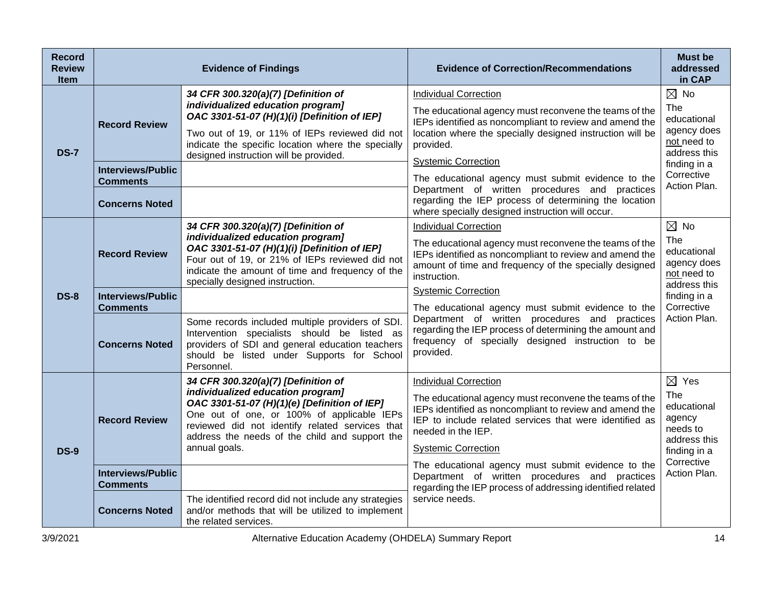| Record Review Item | Evidence of Findings | | Evidence of Correction/Recommendations | Must be addressed in CAP |
|---|---|---|---|---|
| **DS-7** | **Record Review** | ***34 CFR 300.320(a)(7) [Definition of individualized education program]*** ***OAC 3301-51-07 (H)(1)(i) [Definition of IEP]*** Two out of 19, or 11% of IEPs reviewed did not indicate the specific location where the specially designed instruction will be provided. | Individual Correction<br>The educational agency must reconvene the teams of the IEPs identified as noncompliant to review and amend the location where the specially designed instruction will be provided.<br>Systemic Correction<br>The educational agency must submit evidence to the Department of written procedures and practices regarding the IEP process of determining the location where specially designed instruction will occur. | ☒ No<br>The educational agency does not need to address this finding in a Corrective Action Plan. |
| | **Interviews/Public Comments** | | | |
| | **Concerns Noted** | | | |
| **DS-8** | **Record Review** | ***34 CFR 300.320(a)(7) [Definition of individualized education program]*** ***OAC 3301-51-07 (H)(1)(i) [Definition of IEP]*** Four out of 19, or 21% of IEPs reviewed did not indicate the amount of time and frequency of the specially designed instruction. | Individual Correction<br>The educational agency must reconvene the teams of the IEPs identified as noncompliant to review and amend the amount of time and frequency of the specially designed instruction.<br>Systemic Correction<br>The educational agency must submit evidence to the Department of written procedures and practices regarding the IEP process of determining the amount and frequency of specially designed instruction to be provided. | ☒ No<br>The educational agency does not need to address this finding in a Corrective Action Plan. |
| | **Interviews/Public Comments** | | | |
| | **Concerns Noted** | Some records included multiple providers of SDI. Intervention specialists should be listed as providers of SDI and general education teachers should be listed under Supports for School Personnel. | | |
| **DS-9** | **Record Review** | ***34 CFR 300.320(a)(7) [Definition of individualized education program]*** ***OAC 3301-51-07 (H)(1)(e) [Definition of IEP]*** One out of one, or 100% of applicable IEPs reviewed did not identify related services that address the needs of the child and support the annual goals. | Individual Correction<br>The educational agency must reconvene the teams of the IEPs identified as noncompliant to review and amend the IEP to include related services that were identified as needed in the IEP.<br>Systemic Correction<br>The educational agency must submit evidence to the Department of written procedures and practices regarding the IEP process of addressing identified related service needs. | ☒ Yes<br>The educational agency needs to address this finding in a Corrective Action Plan. |
| | **Interviews/Public Comments** | | | |
| | **Concerns Noted** | The identified record did not include any strategies and/or methods that will be utilized to implement the related services. | | |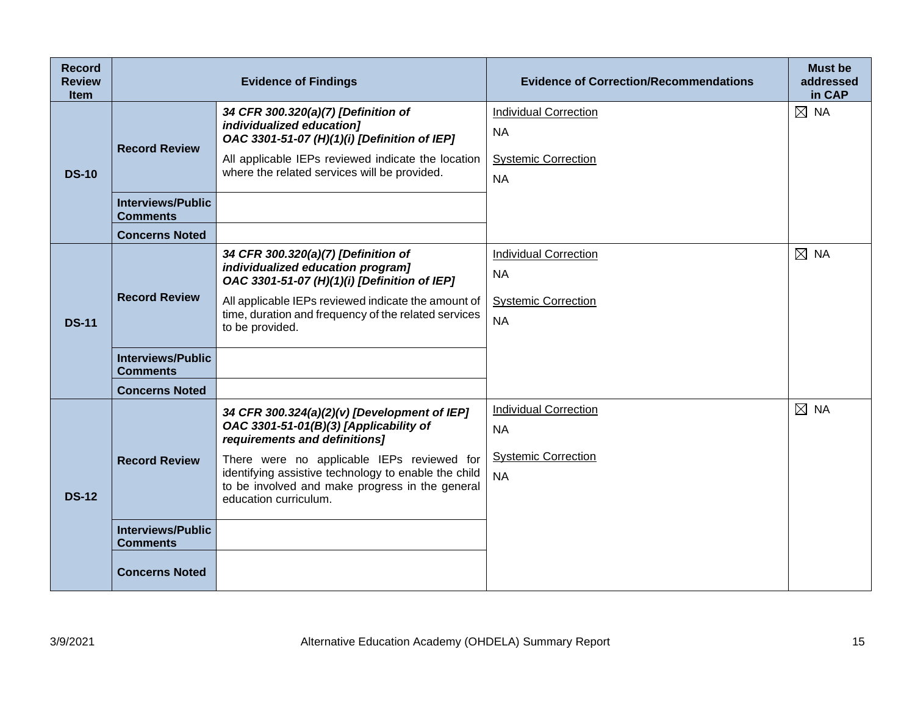| Record Review Item | Evidence of Findings | | Evidence of Correction/Recommendations | Must be addressed in CAP |
|---|---|---|---|---|
| **DS-10** | **Record Review** | ***34 CFR 300.320(a)(7) [Definition of individualized education]***<br>***OAC 3301-51-07 (H)(1)(i) [Definition of IEP]***<br>All applicable IEPs reviewed indicate the location where the related services will be provided. | Individual Correction<br>NA<br>Systemic Correction<br>NA | ☒ NA |
| | **Interviews/Public Comments** | | | |
| | **Concerns Noted** | | | |
| **DS-11** | **Record Review** | ***34 CFR 300.320(a)(7) [Definition of individualized education program]***<br>***OAC 3301-51-07 (H)(1)(i) [Definition of IEP]***<br>All applicable IEPs reviewed indicate the amount of time, duration and frequency of the related services to be provided. | Individual Correction<br>NA<br>Systemic Correction<br>NA | ☒ NA |
| | **Interviews/Public Comments** | | | |
| | **Concerns Noted** | | | |
| **DS-12** | **Record Review** | ***34 CFR 300.324(a)(2)(v) [Development of IEP]***<br>***OAC 3301-51-01(B)(3) [Applicability of requirements and definitions]***<br>There were no applicable IEPs reviewed for identifying assistive technology to enable the child to be involved and make progress in the general education curriculum. | Individual Correction<br>NA<br>Systemic Correction<br>NA | ☒ NA |
| | **Interviews/Public Comments** | | | |
| | **Concerns Noted** | | | |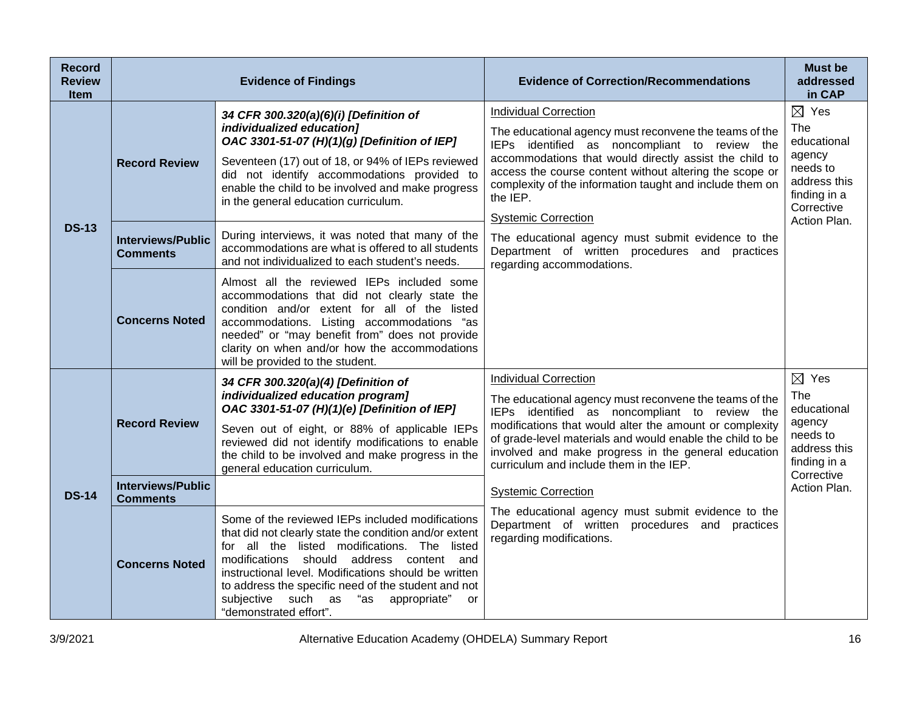| Record Review Item | Evidence of Findings | | Evidence of Correction/Recommendations | Must be addressed in CAP |
|---|---|---|---|---|
| **DS-13** | **Record Review** | ***34 CFR 300.320(a)(6)(i) [Definition of individualized education]*** ***OAC 3301-51-07 (H)(1)(g) [Definition of IEP]*** Seventeen (17) out of 18, or 94% of IEPs reviewed did not identify accommodations provided to enable the child to be involved and make progress in the general education curriculum. | Individual Correction The educational agency must reconvene the teams of the IEPs identified as noncompliant to review the accommodations that would directly assist the child to access the course content without altering the scope or complexity of the information taught and include them on the IEP. Systemic Correction The educational agency must submit evidence to the Department of written procedures and practices regarding accommodations. | ☒ Yes The educational agency needs to address this finding in a Corrective Action Plan. |
| | **Interviews/Public Comments** | During interviews, it was noted that many of the accommodations are what is offered to all students and not individualized to each student's needs. | | |
| | **Concerns Noted** | Almost all the reviewed IEPs included some accommodations that did not clearly state the condition and/or extent for all of the listed accommodations. Listing accommodations "as needed" or "may benefit from" does not provide clarity on when and/or how the accommodations will be provided to the student. | | |
| **DS-14** | **Record Review** | ***34 CFR 300.320(a)(4) [Definition of individualized education program]*** ***OAC 3301-51-07 (H)(1)(e) [Definition of IEP]*** Seven out of eight, or 88% of applicable IEPs reviewed did not identify modifications to enable the child to be involved and make progress in the general education curriculum. | Individual Correction The educational agency must reconvene the teams of the IEPs identified as noncompliant to review the modifications that would alter the amount or complexity of grade-level materials and would enable the child to be involved and make progress in the general education curriculum and include them in the IEP. Systemic Correction The educational agency must submit evidence to the Department of written procedures and practices regarding modifications. | ☒ Yes The educational agency needs to address this finding in a Corrective Action Plan. |
| | **Interviews/Public Comments** | | | |
| | **Concerns Noted** | Some of the reviewed IEPs included modifications that did not clearly state the condition and/or extent for all the listed modifications. The listed modifications should address content and instructional level. Modifications should be written to address the specific need of the student and not subjective such as "as appropriate" or "demonstrated effort". | | |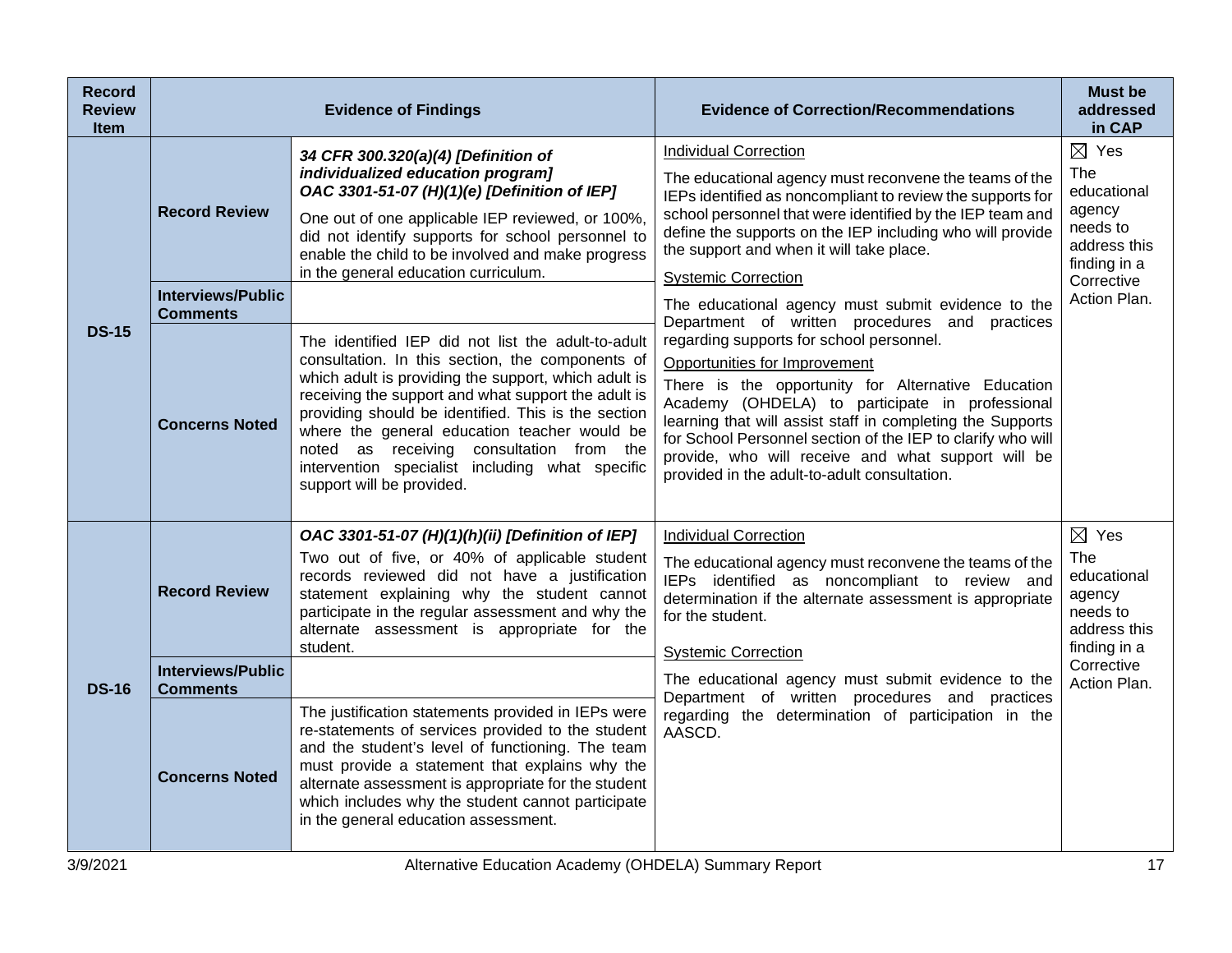| Record Review Item | Evidence of Findings | | Evidence of Correction/Recommendations | Must be addressed in CAP |
|---|---|---|---|---|
| DS-15 | Record Review | ***34 CFR 300.320(a)(4) [Definition of individualized education program]***<br>***OAC 3301-51-07 (H)(1)(e) [Definition of IEP]***<br>One out of one applicable IEP reviewed, or 100%, did not identify supports for school personnel to enable the child to be involved and make progress in the general education curriculum. | Individual Correction<br>The educational agency must reconvene the teams of the IEPs identified as noncompliant to review the supports for school personnel that were identified by the IEP team and define the supports on the IEP including who will provide the support and when it will take place.<br>Systemic Correction<br>The educational agency must submit evidence to the Department of written procedures and practices regarding supports for school personnel.<br>Opportunities for Improvement<br>There is the opportunity for Alternative Education Academy (OHDELA) to participate in professional learning that will assist staff in completing the Supports for School Personnel section of the IEP to clarify who will provide, who will receive and what support will be provided in the adult-to-adult consultation. | ☒ Yes<br>The educational agency needs to address this finding in a Corrective Action Plan. |
| | Interviews/Public Comments | | | |
| | Concerns Noted | The identified IEP did not list the adult-to-adult consultation. In this section, the components of which adult is providing the support, which adult is receiving the support and what support the adult is providing should be identified. This is the section where the general education teacher would be noted as receiving consultation from the intervention specialist including what specific support will be provided. | | |
| DS-16 | Record Review | ***OAC 3301-51-07 (H)(1)(h)(ii) [Definition of IEP]***<br>Two out of five, or 40% of applicable student records reviewed did not have a justification statement explaining why the student cannot participate in the regular assessment and why the alternate assessment is appropriate for the student. | Individual Correction<br>The educational agency must reconvene the teams of the IEPs identified as noncompliant to review and determination if the alternate assessment is appropriate for the student.<br>Systemic Correction<br>The educational agency must submit evidence to the Department of written procedures and practices regarding the determination of participation in the AASCD. | ☒ Yes<br>The educational agency needs to address this finding in a Corrective Action Plan. |
| | Interviews/Public Comments | | | |
| | Concerns Noted | The justification statements provided in IEPs were re-statements of services provided to the student and the student's level of functioning. The team must provide a statement that explains why the alternate assessment is appropriate for the student which includes why the student cannot participate in the general education assessment. | | |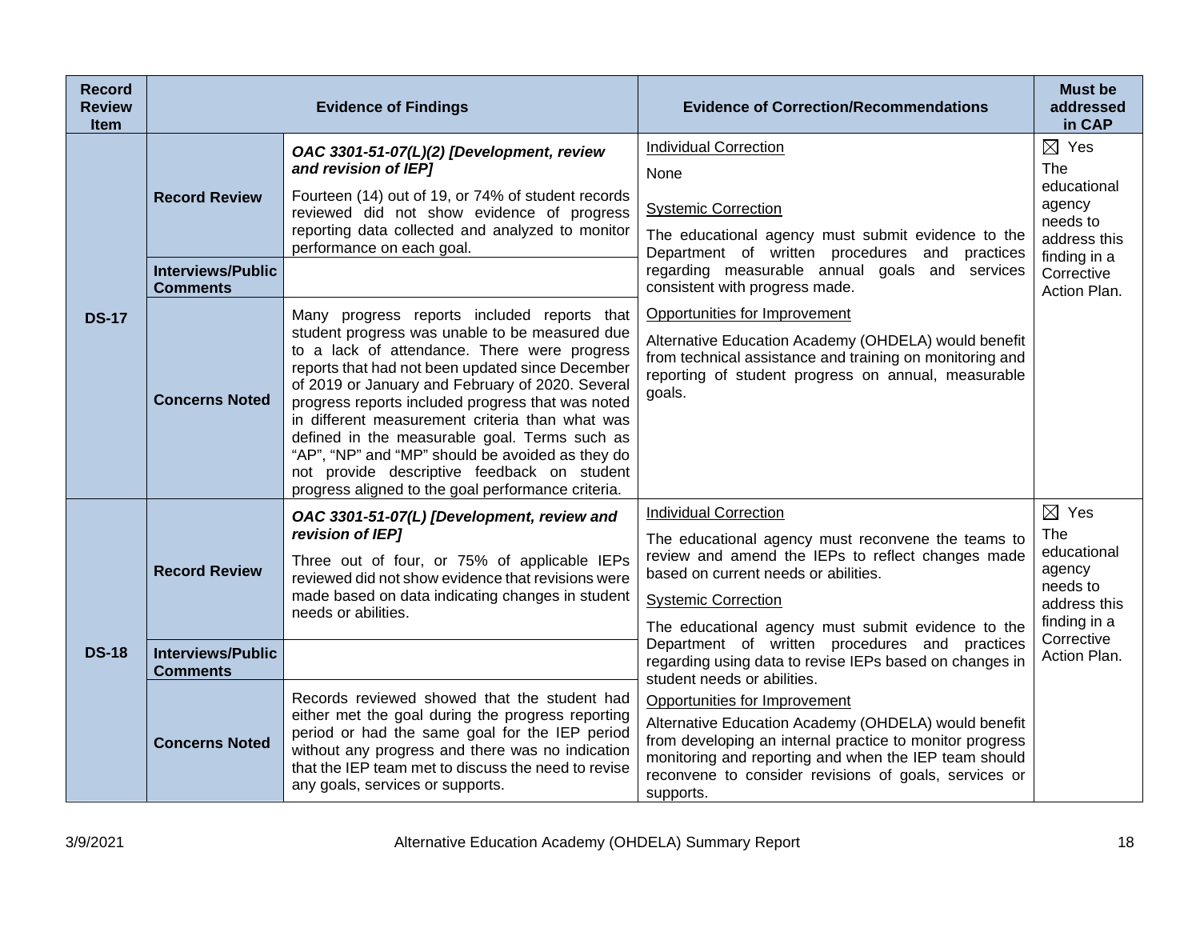| Record Review Item | Evidence of Findings | | Evidence of Correction/Recommendations | Must be addressed in CAP |
|---|---|---|---|---|
| DS-17 | Record Review | ***OAC 3301-51-07(L)(2) [Development, review and revision of IEP]***<br>Fourteen (14) out of 19, or 74% of student records reviewed did not show evidence of progress reporting data collected and analyzed to monitor performance on each goal. | Individual Correction<br>None<br>Systemic Correction<br>The educational agency must submit evidence to the Department of written procedures and practices regarding measurable annual goals and services consistent with progress made.<br>Opportunities for Improvement<br>Alternative Education Academy (OHDELA) would benefit from technical assistance and training on monitoring and reporting of student progress on annual, measurable goals. | ☒ Yes<br>The educational agency needs to address this finding in a Corrective Action Plan. |
| | Interviews/Public Comments | | | |
| | Concerns Noted | Many progress reports included reports that student progress was unable to be measured due to a lack of attendance. There were progress reports that had not been updated since December of 2019 or January and February of 2020. Several progress reports included progress that was noted in different measurement criteria than what was defined in the measurable goal. Terms such as "AP", "NP" and "MP" should be avoided as they do not provide descriptive feedback on student progress aligned to the goal performance criteria. | | |
| DS-18 | Record Review | ***OAC 3301-51-07(L) [Development, review and revision of IEP]***<br>Three out of four, or 75% of applicable IEPs reviewed did not show evidence that revisions were made based on data indicating changes in student needs or abilities. | Individual Correction<br>The educational agency must reconvene the teams to review and amend the IEPs to reflect changes made based on current needs or abilities.<br>Systemic Correction<br>The educational agency must submit evidence to the Department of written procedures and practices regarding using data to revise IEPs based on changes in student needs or abilities.<br>Opportunities for Improvement<br>Alternative Education Academy (OHDELA) would benefit from developing an internal practice to monitor progress monitoring and reporting and when the IEP team should reconvene to consider revisions of goals, services or supports. | ☒ Yes<br>The educational agency needs to address this finding in a Corrective Action Plan. |
| | Interviews/Public Comments | | | |
| | Concerns Noted | Records reviewed showed that the student had either met the goal during the progress reporting period or had the same goal for the IEP period without any progress and there was no indication that the IEP team met to discuss the need to revise any goals, services or supports. | | |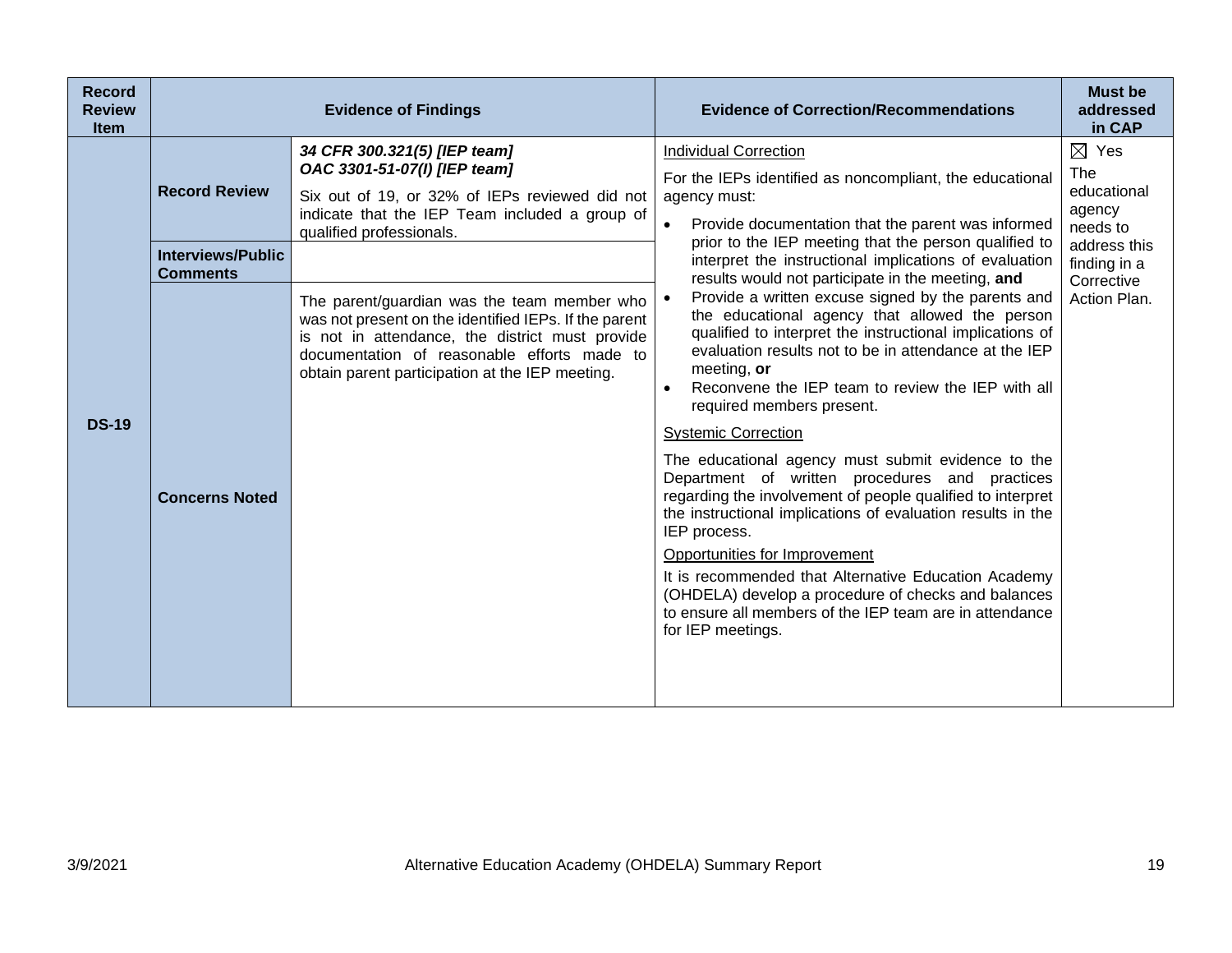| Record Review Item | Evidence of Findings | | Evidence of Correction/Recommendations | Must be addressed in CAP |
|---|---|---|---|---|
| DS-19 | **Record Review** | ***34 CFR 300.321(5) [IEP team]***<br>***OAC 3301-51-07(I) [IEP team]***<br>Six out of 19, or 32% of IEPs reviewed did not indicate that the IEP Team included a group of qualified professionals. | Individual Correction<br>For the IEPs identified as noncompliant, the educational agency must:<br>• Provide documentation that the parent was informed prior to the IEP meeting that the person qualified to interpret the instructional implications of evaluation results would not participate in the meeting, **and**<br>• Provide a written excuse signed by the parents and the educational agency that allowed the person qualified to interpret the instructional implications of evaluation results not to be in attendance at the IEP meeting, **or**<br>• Reconvene the IEP team to review the IEP with all required members present.<br>Systemic Correction<br>The educational agency must submit evidence to the Department of written procedures and practices regarding the involvement of people qualified to interpret the instructional implications of evaluation results in the IEP process.<br>Opportunities for Improvement<br>It is recommended that Alternative Education Academy (OHDELA) develop a procedure of checks and balances to ensure all members of the IEP team are in attendance for IEP meetings. | ☒ Yes<br>The educational agency needs to address this finding in a Corrective Action Plan. |
| | **Interviews/Public Comments** | | | |
| | **Concerns Noted** | The parent/guardian was the team member who was not present on the identified IEPs. If the parent is not in attendance, the district must provide documentation of reasonable efforts made to obtain parent participation at the IEP meeting. | | |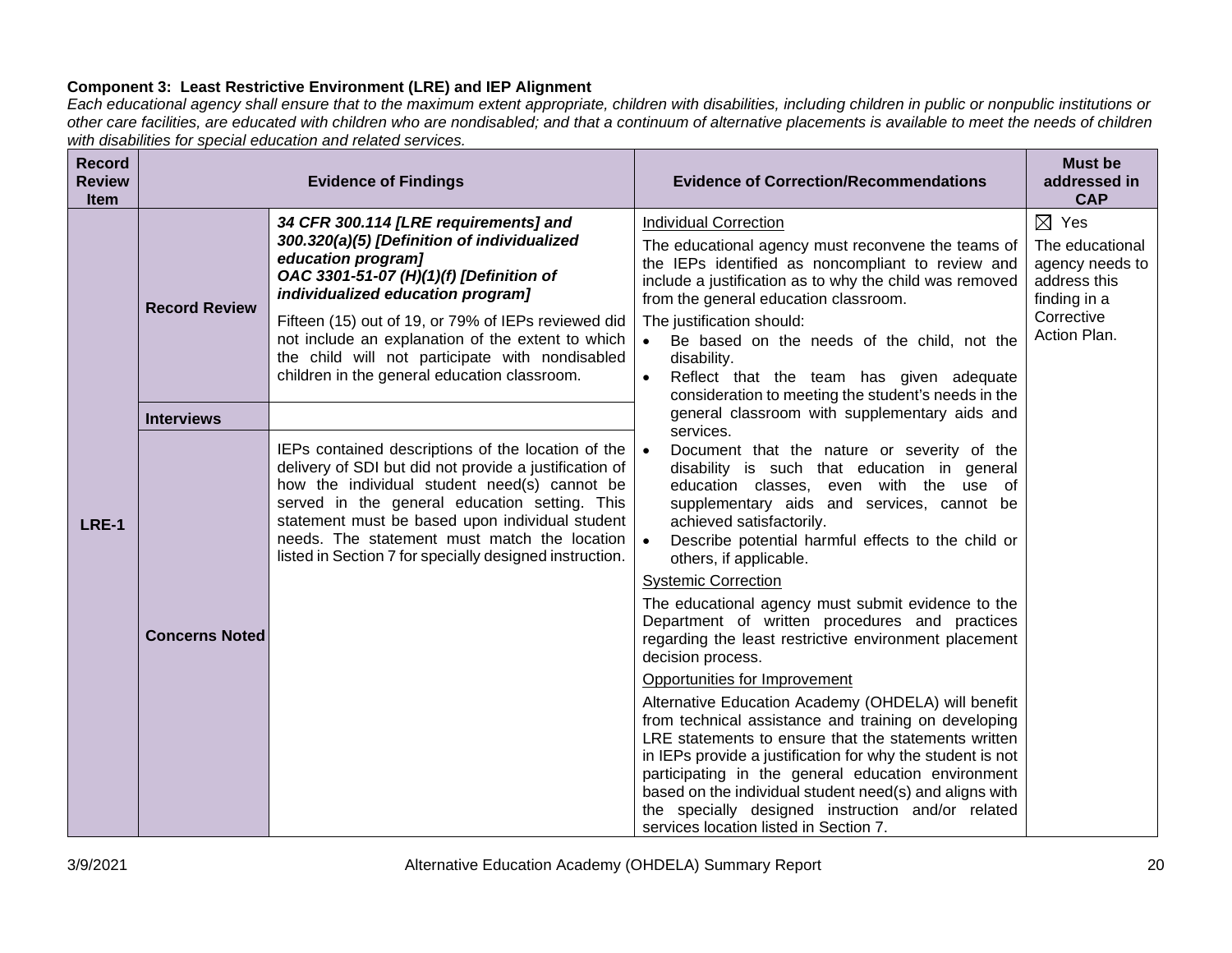**Component 3: Least Restrictive Environment (LRE) and IEP Alignment**

*Each educational agency shall ensure that to the maximum extent appropriate, children with disabilities, including children in public or nonpublic institutions or other care facilities, are educated with children who are nondisabled; and that a continuum of alternative placements is available to meet the needs of children with disabilities for special education and related services.*

| Record Review Item | Evidence of Findings | | Evidence of Correction/Recommendations | Must be addressed in CAP |
|---|---|---|---|---|
| LRE-1 | Record Review | ***34 CFR 300.114 [LRE requirements] and 300.320(a)(5) [Definition of individualized education program]*** ***OAC 3301-51-07 (H)(1)(f) [Definition of individualized education program]*** Fifteen (15) out of 19, or 79% of IEPs reviewed did not include an explanation of the extent to which the child will not participate with nondisabled children in the general education classroom. | Individual Correction<br>The educational agency must reconvene the teams of the IEPs identified as noncompliant to review and include a justification as to why the child was removed from the general education classroom.<br>The justification should:<br>• Be based on the needs of the child, not the disability.<br>• Reflect that the team has given adequate consideration to meeting the student's needs in the general classroom with supplementary aids and services.<br>• Document that the nature or severity of the disability is such that education in general education classes, even with the use of supplementary aids and services, cannot be achieved satisfactorily.<br>• Describe potential harmful effects to the child or others, if applicable.<br>Systemic Correction<br>The educational agency must submit evidence to the Department of written procedures and practices regarding the least restrictive environment placement decision process.<br>Opportunities for Improvement<br>Alternative Education Academy (OHDELA) will benefit from technical assistance and training on developing LRE statements to ensure that the statements written in IEPs provide a justification for why the student is not participating in the general education environment based on the individual student need(s) and aligns with the specially designed instruction and/or related services location listed in Section 7. | ☒ Yes<br>The educational agency needs to address this finding in a Corrective Action Plan. |
| | Interviews | | | |
| | Concerns Noted | IEPs contained descriptions of the location of the delivery of SDI but did not provide a justification of how the individual student need(s) cannot be served in the general education setting. This statement must be based upon individual student needs. The statement must match the location listed in Section 7 for specially designed instruction. | | |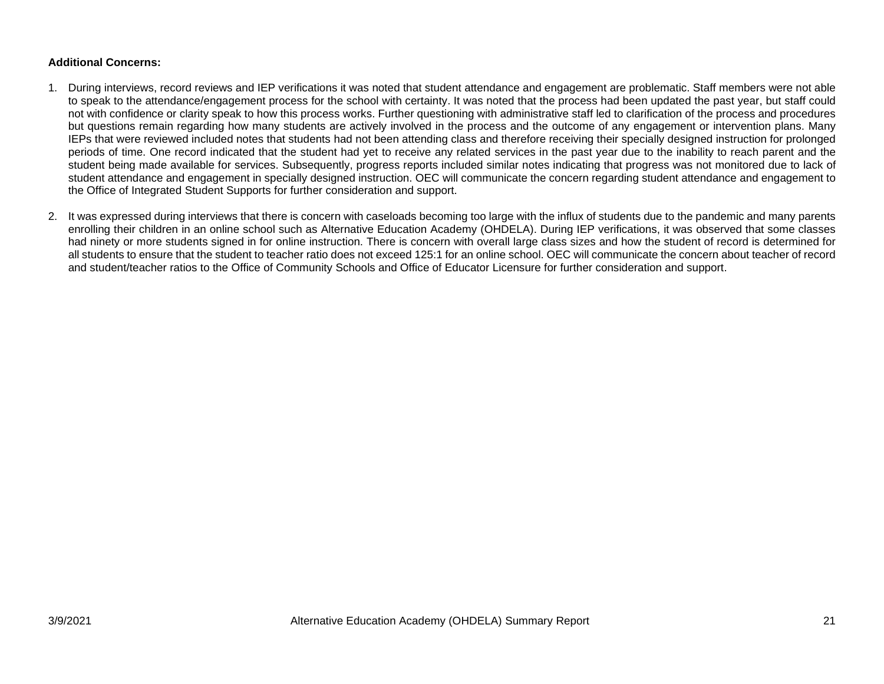**Additional Concerns:**

1. During interviews, record reviews and IEP verifications it was noted that student attendance and engagement are problematic. Staff members were not able to speak to the attendance/engagement process for the school with certainty. It was noted that the process had been updated the past year, but staff could not with confidence or clarity speak to how this process works. Further questioning with administrative staff led to clarification of the process and procedures but questions remain regarding how many students are actively involved in the process and the outcome of any engagement or intervention plans. Many IEPs that were reviewed included notes that students had not been attending class and therefore receiving their specially designed instruction for prolonged periods of time. One record indicated that the student had yet to receive any related services in the past year due to the inability to reach parent and the student being made available for services. Subsequently, progress reports included similar notes indicating that progress was not monitored due to lack of student attendance and engagement in specially designed instruction. OEC will communicate the concern regarding student attendance and engagement to the Office of Integrated Student Supports for further consideration and support.

2. It was expressed during interviews that there is concern with caseloads becoming too large with the influx of students due to the pandemic and many parents enrolling their children in an online school such as Alternative Education Academy (OHDELA). During IEP verifications, it was observed that some classes had ninety or more students signed in for online instruction. There is concern with overall large class sizes and how the student of record is determined for all students to ensure that the student to teacher ratio does not exceed 125:1 for an online school. OEC will communicate the concern about teacher of record and student/teacher ratios to the Office of Community Schools and Office of Educator Licensure for further consideration and support.